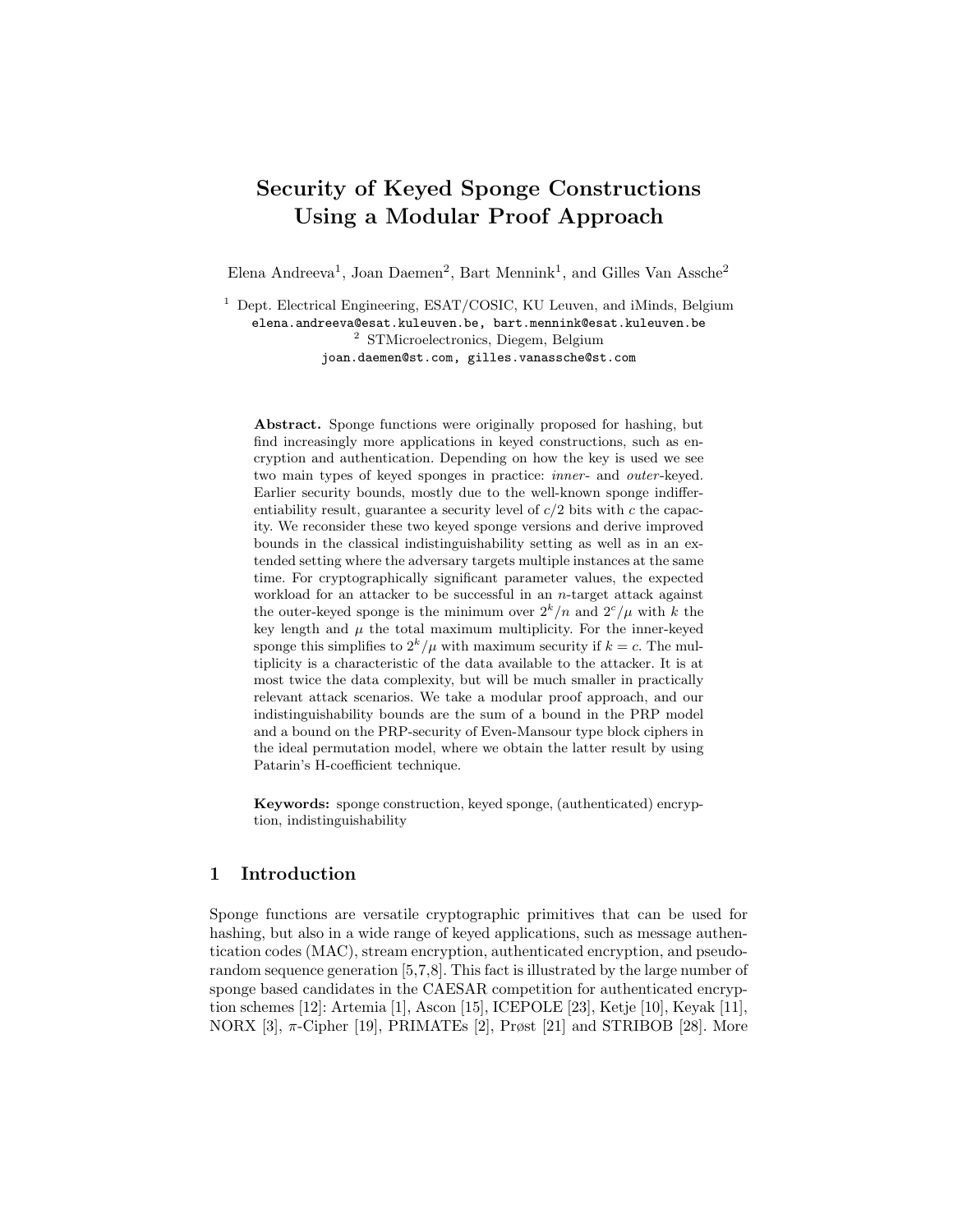# Security of Keyed Sponge Constructions Using a Modular Proof Approach

Elena Andreeva[1], Joan Daemen[2], Bart Mennink[1], and Gilles Van Assche[2]

[1] Dept. Electrical Engineering, ESAT/COSIC, KU Leuven, and iMinds, Belgium
elena.andreeva@esat.kuleuven.be, bart.mennink@esat.kuleuven.be

[2] STMicroelectronics, Diegem, Belgium
joan.daemen@st.com, gilles.vanassche@st.com

**Abstract.** Sponge functions were originally proposed for hashing, but find increasingly more applications in keyed constructions, such as encryption and authentication. Depending on how the key is used we see two main types of keyed sponges in practice: *inner*- and *outer*-keyed. Earlier security bounds, mostly due to the well-known sponge indifferentiability result, guarantee a security level of $c/2$ bits with $c$ the capacity. We reconsider these two keyed sponge versions and derive improved bounds in the classical indistinguishability setting as well as in an extended setting where the adversary targets multiple instances at the same time. For cryptographically significant parameter values, the expected workload for an attacker to be successful in an $n$-target attack against the outer-keyed sponge is the minimum over $2^k/n$ and $2^c/\mu$ with $k$ the key length and $\mu$ the total maximum multiplicity. For the inner-keyed sponge this simplifies to $2^k/\mu$ with maximum security if $k = c$. The multiplicity is a characteristic of the data available to the attacker. It is at most twice the data complexity, but will be much smaller in practically relevant attack scenarios. We take a modular proof approach, and our indistinguishability bounds are the sum of a bound in the PRP model and a bound on the PRP-security of Even-Mansour type block ciphers in the ideal permutation model, where we obtain the latter result by using Patarin's H-coefficient technique.

**Keywords:** sponge construction, keyed sponge, (authenticated) encryption, indistinguishability

## 1 Introduction

Sponge functions are versatile cryptographic primitives that can be used for hashing, but also in a wide range of keyed applications, such as message authentication codes (MAC), stream encryption, authenticated encryption, and pseudorandom sequence generation [5,7,8]. This fact is illustrated by the large number of sponge based candidates in the CAESAR competition for authenticated encryption schemes [12]: Artemia [1], Ascon [15], ICEPOLE [23], Ketje [10], Keyak [11], NORX [3], $\pi$-Cipher [19], PRIMATEs [2], Prøst [21] and STRIBOB [28]. More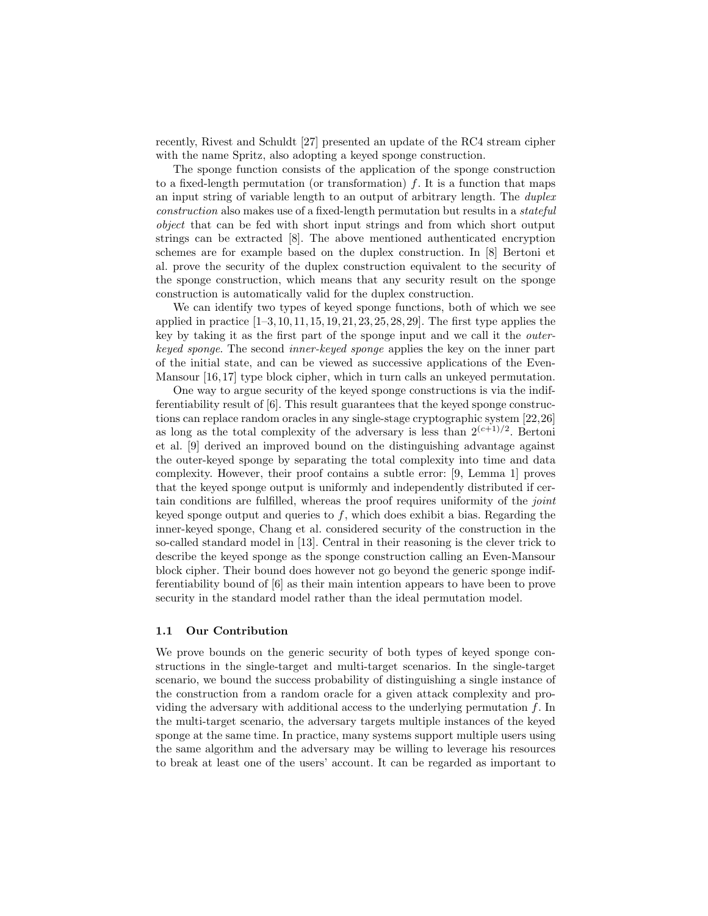recently, Rivest and Schuldt [27] presented an update of the RC4 stream cipher with the name Spritz, also adopting a keyed sponge construction.

The sponge function consists of the application of the sponge construction to a fixed-length permutation (or transformation) $f$. It is a function that maps an input string of variable length to an output of arbitrary length. The *duplex construction* also makes use of a fixed-length permutation but results in a *stateful object* that can be fed with short input strings and from which short output strings can be extracted [8]. The above mentioned authenticated encryption schemes are for example based on the duplex construction. In [8] Bertoni et al. prove the security of the duplex construction equivalent to the security of the sponge construction, which means that any security result on the sponge construction is automatically valid for the duplex construction.

We can identify two types of keyed sponge functions, both of which we see applied in practice [1–3, 10, 11, 15, 19, 21, 23, 25, 28, 29]. The first type applies the key by taking it as the first part of the sponge input and we call it the *outer-keyed sponge*. The second *inner-keyed sponge* applies the key on the inner part of the initial state, and can be viewed as successive applications of the Even-Mansour [16, 17] type block cipher, which in turn calls an unkeyed permutation.

One way to argue security of the keyed sponge constructions is via the indifferentiability result of [6]. This result guarantees that the keyed sponge constructions can replace random oracles in any single-stage cryptographic system [22, 26] as long as the total complexity of the adversary is less than $2^{(c+1)/2}$. Bertoni et al. [9] derived an improved bound on the distinguishing advantage against the outer-keyed sponge by separating the total complexity into time and data complexity. However, their proof contains a subtle error: [9, Lemma 1] proves that the keyed sponge output is uniformly and independently distributed if certain conditions are fulfilled, whereas the proof requires uniformity of the *joint* keyed sponge output and queries to $f$, which does exhibit a bias. Regarding the inner-keyed sponge, Chang et al. considered security of the construction in the so-called standard model in [13]. Central in their reasoning is the clever trick to describe the keyed sponge as the sponge construction calling an Even-Mansour block cipher. Their bound does however not go beyond the generic sponge indifferentiability bound of [6] as their main intention appears to have been to prove security in the standard model rather than the ideal permutation model.

### 1.1 Our Contribution

We prove bounds on the generic security of both types of keyed sponge constructions in the single-target and multi-target scenarios. In the single-target scenario, we bound the success probability of distinguishing a single instance of the construction from a random oracle for a given attack complexity and providing the adversary with additional access to the underlying permutation $f$. In the multi-target scenario, the adversary targets multiple instances of the keyed sponge at the same time. In practice, many systems support multiple users using the same algorithm and the adversary may be willing to leverage his resources to break at least one of the users' account. It can be regarded as important to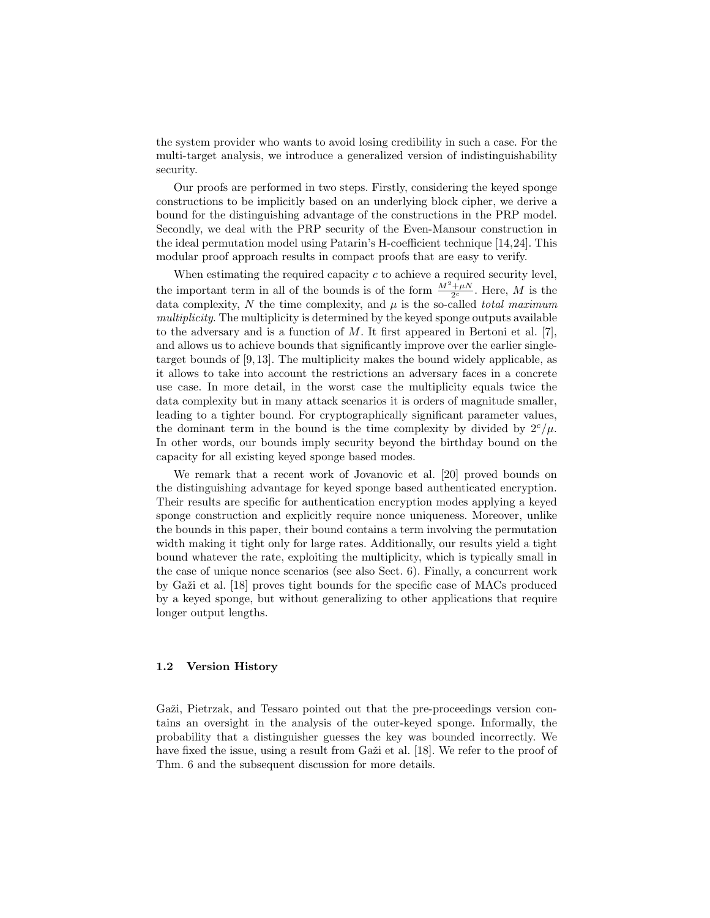the system provider who wants to avoid losing credibility in such a case. For the multi-target analysis, we introduce a generalized version of indistinguishability security.

Our proofs are performed in two steps. Firstly, considering the keyed sponge constructions to be implicitly based on an underlying block cipher, we derive a bound for the distinguishing advantage of the constructions in the PRP model. Secondly, we deal with the PRP security of the Even-Mansour construction in the ideal permutation model using Patarin's H-coefficient technique [14,24]. This modular proof approach results in compact proofs that are easy to verify.

When estimating the required capacity $c$ to achieve a required security level, the important term in all of the bounds is of the form $\frac{M^2+\mu N}{2^c}$. Here, $M$ is the data complexity, $N$ the time complexity, and $\mu$ is the so-called *total maximum multiplicity*. The multiplicity is determined by the keyed sponge outputs available to the adversary and is a function of $M$. It first appeared in Bertoni et al. [7], and allows us to achieve bounds that significantly improve over the earlier single-target bounds of [9,13]. The multiplicity makes the bound widely applicable, as it allows to take into account the restrictions an adversary faces in a concrete use case. In more detail, in the worst case the multiplicity equals twice the data complexity but in many attack scenarios it is orders of magnitude smaller, leading to a tighter bound. For cryptographically significant parameter values, the dominant term in the bound is the time complexity by divided by $2^c/\mu$. In other words, our bounds imply security beyond the birthday bound on the capacity for all existing keyed sponge based modes.

We remark that a recent work of Jovanovic et al. [20] proved bounds on the distinguishing advantage for keyed sponge based authenticated encryption. Their results are specific for authentication encryption modes applying a keyed sponge construction and explicitly require nonce uniqueness. Moreover, unlike the bounds in this paper, their bound contains a term involving the permutation width making it tight only for large rates. Additionally, our results yield a tight bound whatever the rate, exploiting the multiplicity, which is typically small in the case of unique nonce scenarios (see also Sect. 6). Finally, a concurrent work by Gaži et al. [18] proves tight bounds for the specific case of MACs produced by a keyed sponge, but without generalizing to other applications that require longer output lengths.

### 1.2 Version History

Gaži, Pietrzak, and Tessaro pointed out that the pre-proceedings version contains an oversight in the analysis of the outer-keyed sponge. Informally, the probability that a distinguisher guesses the key was bounded incorrectly. We have fixed the issue, using a result from Gaži et al. [18]. We refer to the proof of Thm. 6 and the subsequent discussion for more details.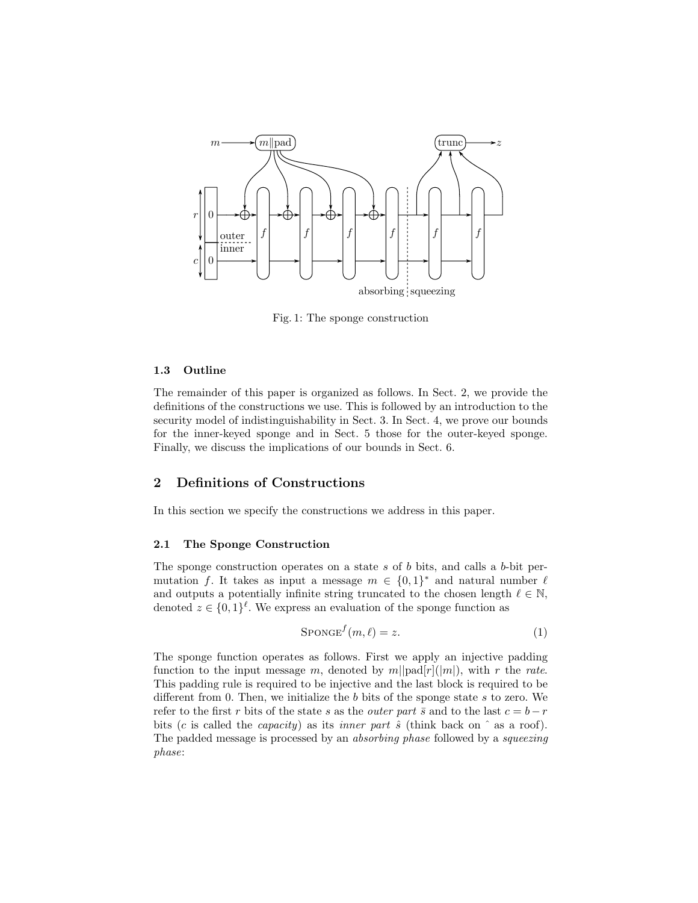m
m‖pad
trunc
z
r
0
outer
inner
c
0
f
f
f
f
f
f
absorbing
squeezing

Fig. 1: The sponge construction

### 1.3 Outline

The remainder of this paper is organized as follows. In Sect. 2, we provide the definitions of the constructions we use. This is followed by an introduction to the security model of indistinguishability in Sect. 3. In Sect. 4, we prove our bounds for the inner-keyed sponge and in Sect. 5 those for the outer-keyed sponge. Finally, we discuss the implications of our bounds in Sect. 6.

## 2 Definitions of Constructions

In this section we specify the constructions we address in this paper.

### 2.1 The Sponge Construction

The sponge construction operates on a state $s$ of $b$ bits, and calls a $b$-bit permutation $f$. It takes as input a message $m \in \{0,1\}^*$ and natural number $\ell$ and outputs a potentially infinite string truncated to the chosen length $\ell \in \mathbb{N}$, denoted $z \in \{0,1\}^\ell$. We express an evaluation of the sponge function as

$$\textsc{Sponge}^f(m, \ell) = z. \tag{1}$$

The sponge function operates as follows. First we apply an injective padding function to the input message $m$, denoted by $m||\text{pad}[r](|m|)$, with $r$ the *rate*. This padding rule is required to be injective and the last block is required to be different from 0. Then, we initialize the $b$ bits of the sponge state $s$ to zero. We refer to the first $r$ bits of the state $s$ as the *outer part* $\bar{s}$ and to the last $c = b - r$ bits ($c$ is called the *capacity*) as its *inner part* $\hat{s}$ (think back on $\hat{}$ as a roof). The padded message is processed by an *absorbing phase* followed by a *squeezing phase*: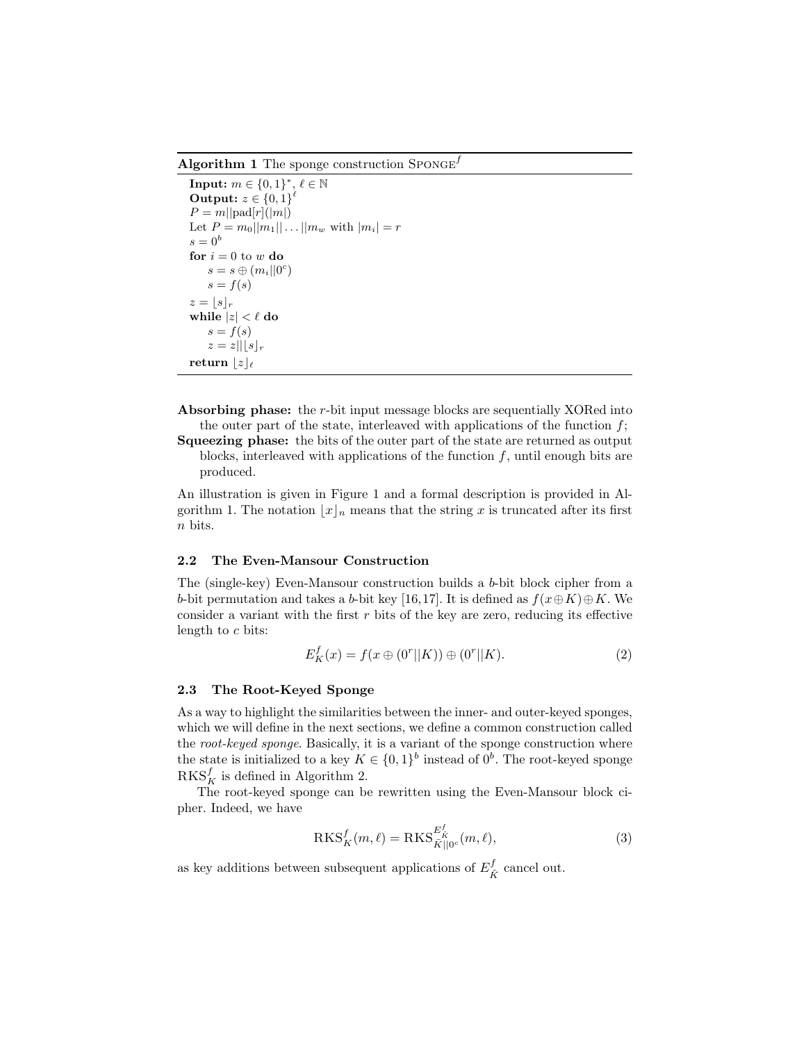**Algorithm 1** The sponge construction $\text{SPONGE}^f$

**Input:** $m \in \{0,1\}^*$, $\ell \in \mathbb{N}$
**Output:** $z \in \{0,1\}^\ell$
$P = m||\text{pad}[r](|m|)$
Let $P = m_0||m_1||\ldots||m_w$ with $|m_i| = r$
$s = 0^b$
**for** $i = 0$ to $w$ **do**
  $s = s \oplus (m_i||0^c)$
  $s = f(s)$
$z = \lfloor s \rfloor_r$
**while** $|z| < \ell$ **do**
  $s = f(s)$
  $z = z||\lfloor s \rfloor_r$
**return** $\lfloor z \rfloor_\ell$

**Absorbing phase:** the $r$-bit input message blocks are sequentially XORed into the outer part of the state, interleaved with applications of the function $f$;

**Squeezing phase:** the bits of the outer part of the state are returned as output blocks, interleaved with applications of the function $f$, until enough bits are produced.

An illustration is given in Figure 1 and a formal description is provided in Algorithm 1. The notation $\lfloor x \rfloor_n$ means that the string $x$ is truncated after its first $n$ bits.

### 2.2 The Even-Mansour Construction

The (single-key) Even-Mansour construction builds a $b$-bit block cipher from a $b$-bit permutation and takes a $b$-bit key [16,17]. It is defined as $f(x \oplus K) \oplus K$. We consider a variant with the first $r$ bits of the key are zero, reducing its effective length to $c$ bits:

$$E_K^f(x) = f(x \oplus (0^r||K)) \oplus (0^r||K). \tag{2}$$

### 2.3 The Root-Keyed Sponge

As a way to highlight the similarities between the inner- and outer-keyed sponges, which we will define in the next sections, we define a common construction called the *root-keyed sponge*. Basically, it is a variant of the sponge construction where the state is initialized to a key $K \in \{0,1\}^b$ instead of $0^b$. The root-keyed sponge $\text{RKS}_K^f$ is defined in Algorithm 2.

The root-keyed sponge can be rewritten using the Even-Mansour block cipher. Indeed, we have

$$\text{RKS}_K^f(m, \ell) = \text{RKS}_{K||0^c}^{E_K^f}(m, \ell), \tag{3}$$

as key additions between subsequent applications of $E_K^f$ cancel out.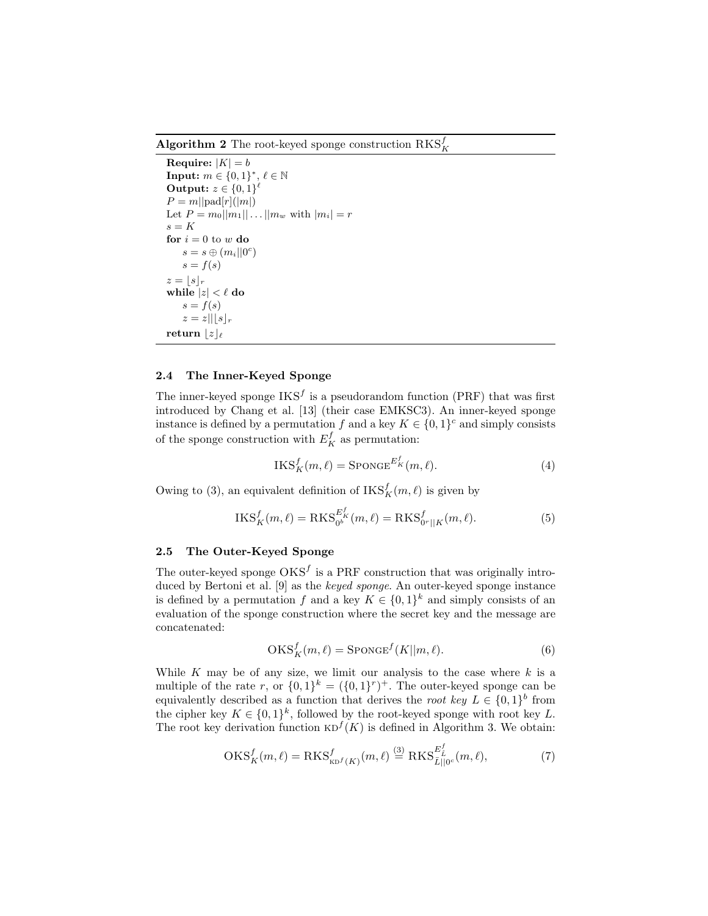**Algorithm 2** The root-keyed sponge construction $\text{RKS}_K^f$

```
Require: |K| = b
Input: m ∈ {0,1}*, ℓ ∈ ℕ
Output: z ∈ {0,1}^ℓ
P = m||pad[r](|m|)
Let P = m_0||m_1||...||m_w with |m_i| = r
s = K
for i = 0 to w do
    s = s ⊕ (m_i||0^c)
    s = f(s)
z = ⌊s⌋_r
while |z| < ℓ do
    s = f(s)
    z = z||⌊s⌋_r
return ⌊z⌋_ℓ
```

### 2.4 The Inner-Keyed Sponge

The inner-keyed sponge $\text{IKS}^f$ is a pseudorandom function (PRF) that was first introduced by Chang et al. [13] (their case EMKSC3). An inner-keyed sponge instance is defined by a permutation $f$ and a key $K \in \{0,1\}^c$ and simply consists of the sponge construction with $E_K^f$ as permutation:

$$\text{IKS}_K^f(m, \ell) = \text{SPONGE}^{E_K^f}(m, \ell). \tag{4}$$

Owing to (3), an equivalent definition of $\text{IKS}_K^f(m, \ell)$ is given by

$$\text{IKS}_K^f(m, \ell) = \text{RKS}_{0^b}^{E_K^f}(m, \ell) = \text{RKS}_{0^r||K}^f(m, \ell). \tag{5}$$

### 2.5 The Outer-Keyed Sponge

The outer-keyed sponge $\text{OKS}^f$ is a PRF construction that was originally introduced by Bertoni et al. [9] as the *keyed sponge*. An outer-keyed sponge instance is defined by a permutation $f$ and a key $K \in \{0,1\}^k$ and simply consists of an evaluation of the sponge construction where the secret key and the message are concatenated:

$$\text{OKS}_K^f(m, \ell) = \text{SPONGE}^f(K||m, \ell). \tag{6}$$

While $K$ may be of any size, we limit our analysis to the case where $k$ is a multiple of the rate $r$, or $\{0,1\}^k = (\{0,1\}^r)^+$. The outer-keyed sponge can be equivalently described as a function that derives the *root key* $L \in \{0,1\}^b$ from the cipher key $K \in \{0,1\}^k$, followed by the root-keyed sponge with root key $L$. The root key derivation function $\text{KD}^f(K)$ is defined in Algorithm 3. We obtain:

$$\text{OKS}_K^f(m, \ell) = \text{RKS}_{\text{KD}^f(K)}^f(m, \ell) \stackrel{(3)}{=} \text{RKS}_{L||0^c}^{E_L^f}(m, \ell), \tag{7}$$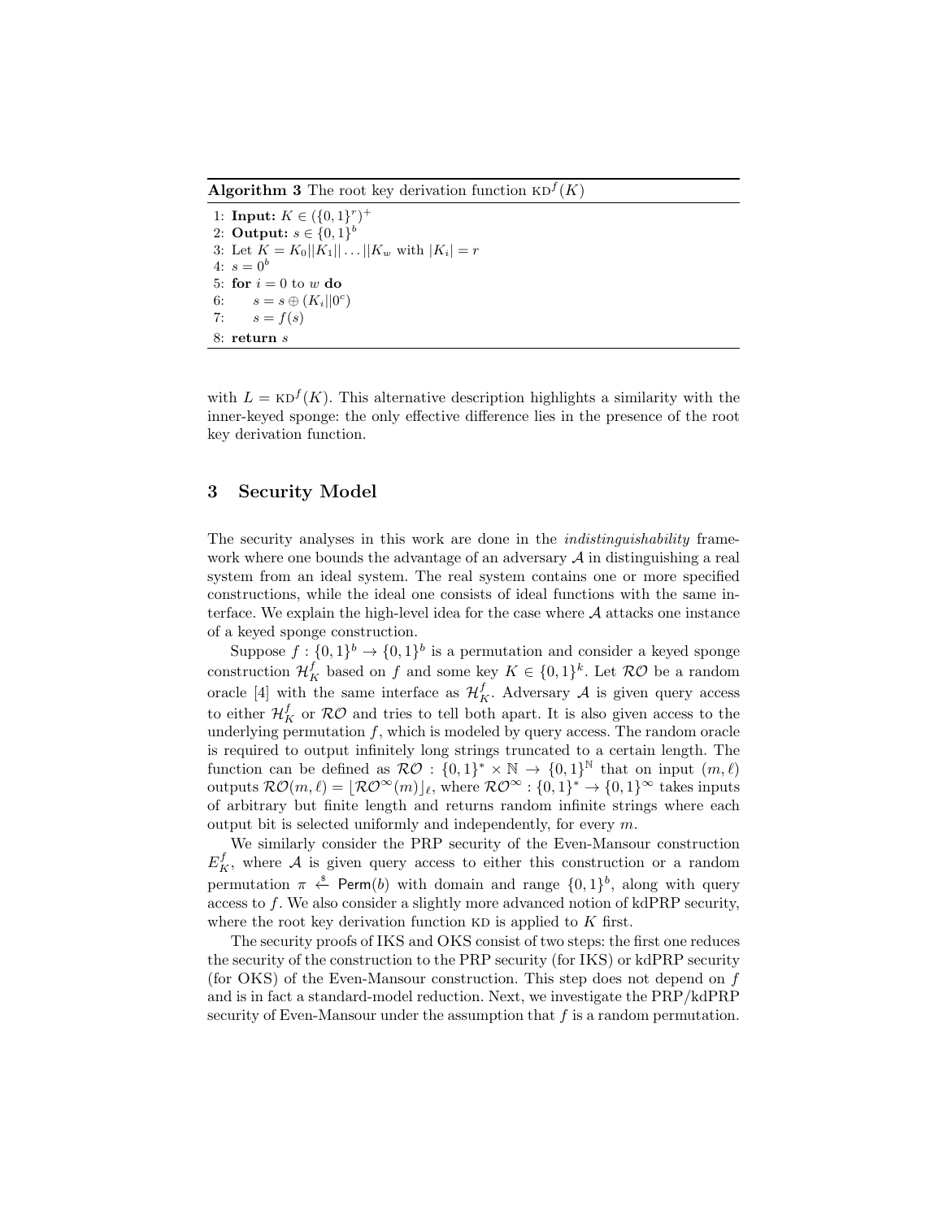**Algorithm 3** The root key derivation function $\text{KD}^f(K)$

```
1: Input: K ∈ ({0,1}^r)^+
2: Output: s ∈ {0,1}^b
3: Let K = K_0||K_1||...||K_w with |K_i| = r
4: s = 0^b
5: for i = 0 to w do
6:     s = s ⊕ (K_i||0^c)
7:     s = f(s)
8: return s
```

with $L = \text{KD}^f(K)$. This alternative description highlights a similarity with the inner-keyed sponge: the only effective difference lies in the presence of the root key derivation function.

## 3 Security Model

The security analyses in this work are done in the *indistinguishability* framework where one bounds the advantage of an adversary $\mathcal{A}$ in distinguishing a real system from an ideal system. The real system contains one or more specified constructions, while the ideal one consists of ideal functions with the same interface. We explain the high-level idea for the case where $\mathcal{A}$ attacks one instance of a keyed sponge construction.

Suppose $f : \{0,1\}^b \to \{0,1\}^b$ is a permutation and consider a keyed sponge construction $\mathcal{H}_K^f$ based on $f$ and some key $K \in \{0,1\}^k$. Let $\mathcal{RO}$ be a random oracle [4] with the same interface as $\mathcal{H}_K^f$. Adversary $\mathcal{A}$ is given query access to either $\mathcal{H}_K^f$ or $\mathcal{RO}$ and tries to tell both apart. It is also given access to the underlying permutation $f$, which is modeled by query access. The random oracle is required to output infinitely long strings truncated to a certain length. The function can be defined as $\mathcal{RO} : \{0,1\}^* \times \mathbb{N} \to \{0,1\}^{\mathbb{N}}$ that on input $(m, \ell)$ outputs $\mathcal{RO}(m, \ell) = \lfloor \mathcal{RO}^\infty(m) \rfloor_\ell$, where $\mathcal{RO}^\infty : \{0,1\}^* \to \{0,1\}^\infty$ takes inputs of arbitrary but finite length and returns random infinite strings where each output bit is selected uniformly and independently, for every $m$.

We similarly consider the PRP security of the Even-Mansour construction $E_K^f$, where $\mathcal{A}$ is given query access to either this construction or a random permutation $\pi \xleftarrow{\$} \mathsf{Perm}(b)$ with domain and range $\{0,1\}^b$, along with query access to $f$. We also consider a slightly more advanced notion of kdPRP security, where the root key derivation function KD is applied to $K$ first.

The security proofs of IKS and OKS consist of two steps: the first one reduces the security of the construction to the PRP security (for IKS) or kdPRP security (for OKS) of the Even-Mansour construction. This step does not depend on $f$ and is in fact a standard-model reduction. Next, we investigate the PRP/kdPRP security of Even-Mansour under the assumption that $f$ is a random permutation.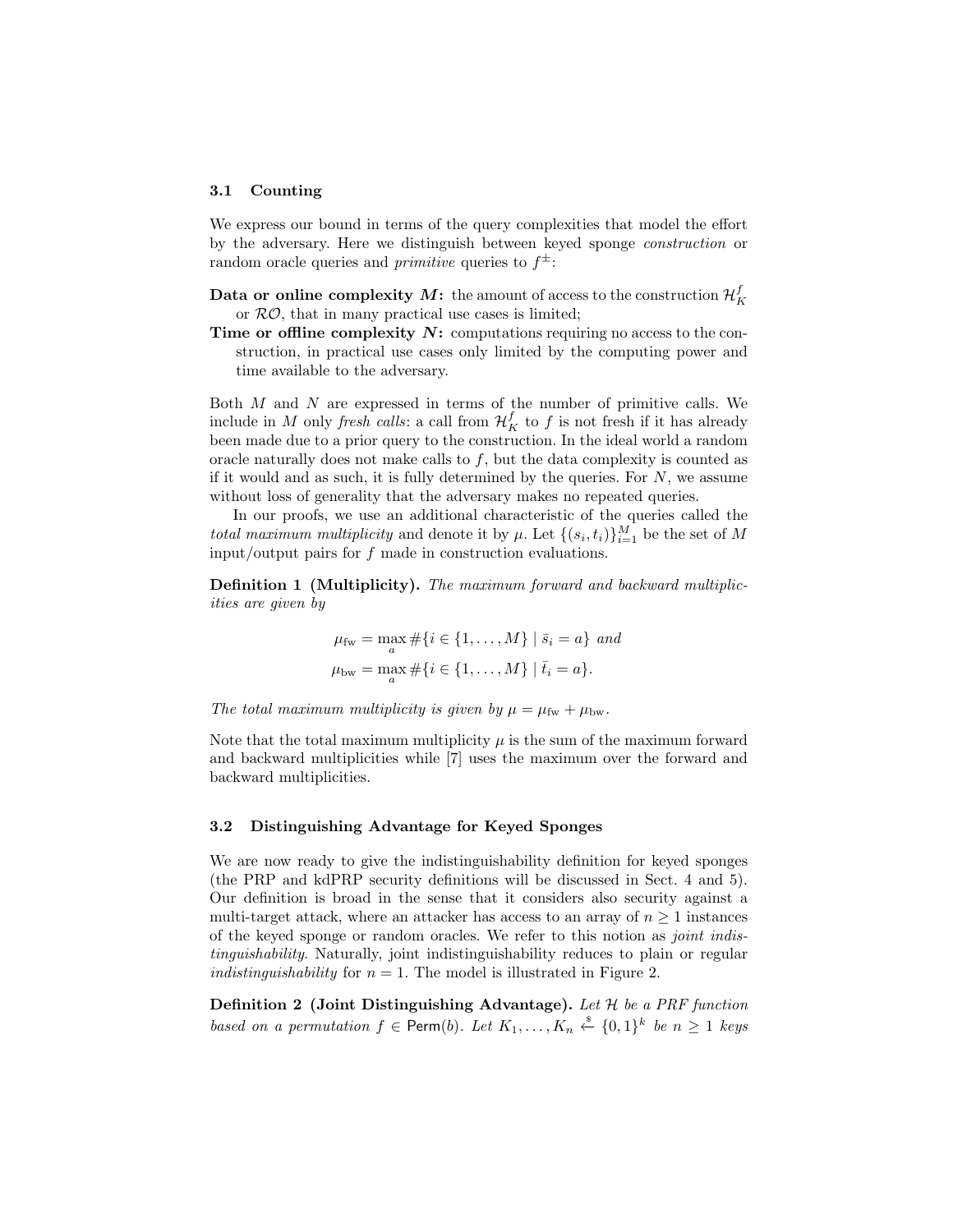### 3.1 Counting

We express our bound in terms of the query complexities that model the effort by the adversary. Here we distinguish between keyed sponge *construction* or random oracle queries and *primitive* queries to $f^{\pm}$:

**Data or online complexity $M$:** the amount of access to the construction $\mathcal{H}_K^f$ or $\mathcal{RO}$, that in many practical use cases is limited;

**Time or offline complexity $N$:** computations requiring no access to the construction, in practical use cases only limited by the computing power and time available to the adversary.

Both $M$ and $N$ are expressed in terms of the number of primitive calls. We include in $M$ only *fresh calls*: a call from $\mathcal{H}_K^f$ to $f$ is not fresh if it has already been made due to a prior query to the construction. In the ideal world a random oracle naturally does not make calls to $f$, but the data complexity is counted as if it would and as such, it is fully determined by the queries. For $N$, we assume without loss of generality that the adversary makes no repeated queries.

In our proofs, we use an additional characteristic of the queries called the *total maximum multiplicity* and denote it by $\mu$. Let $\{(s_i, t_i)\}_{i=1}^{M}$ be the set of $M$ input/output pairs for $f$ made in construction evaluations.

**Definition 1 (Multiplicity).** *The maximum forward and backward multiplicities are given by*

$$\mu_{\mathrm{fw}} = \max_a \#\{i \in \{1, \ldots, M\} \mid \bar{s}_i = a\} \text{ and}$$
$$\mu_{\mathrm{bw}} = \max_a \#\{i \in \{1, \ldots, M\} \mid \bar{t}_i = a\}.$$

*The total maximum multiplicity is given by $\mu = \mu_{\mathrm{fw}} + \mu_{\mathrm{bw}}$.*

Note that the total maximum multiplicity $\mu$ is the sum of the maximum forward and backward multiplicities while [7] uses the maximum over the forward and backward multiplicities.

### 3.2 Distinguishing Advantage for Keyed Sponges

We are now ready to give the indistinguishability definition for keyed sponges (the PRP and kdPRP security definitions will be discussed in Sect. 4 and 5). Our definition is broad in the sense that it considers also security against a multi-target attack, where an attacker has access to an array of $n \geq 1$ instances of the keyed sponge or random oracles. We refer to this notion as *joint indistinguishability*. Naturally, joint indistinguishability reduces to plain or regular *indistinguishability* for $n = 1$. The model is illustrated in Figure 2.

**Definition 2 (Joint Distinguishing Advantage).** *Let $\mathcal{H}$ be a PRF function based on a permutation $f \in \mathsf{Perm}(b)$. Let $K_1, \ldots, K_n \xleftarrow{\$} \{0,1\}^k$ be $n \geq 1$ keys*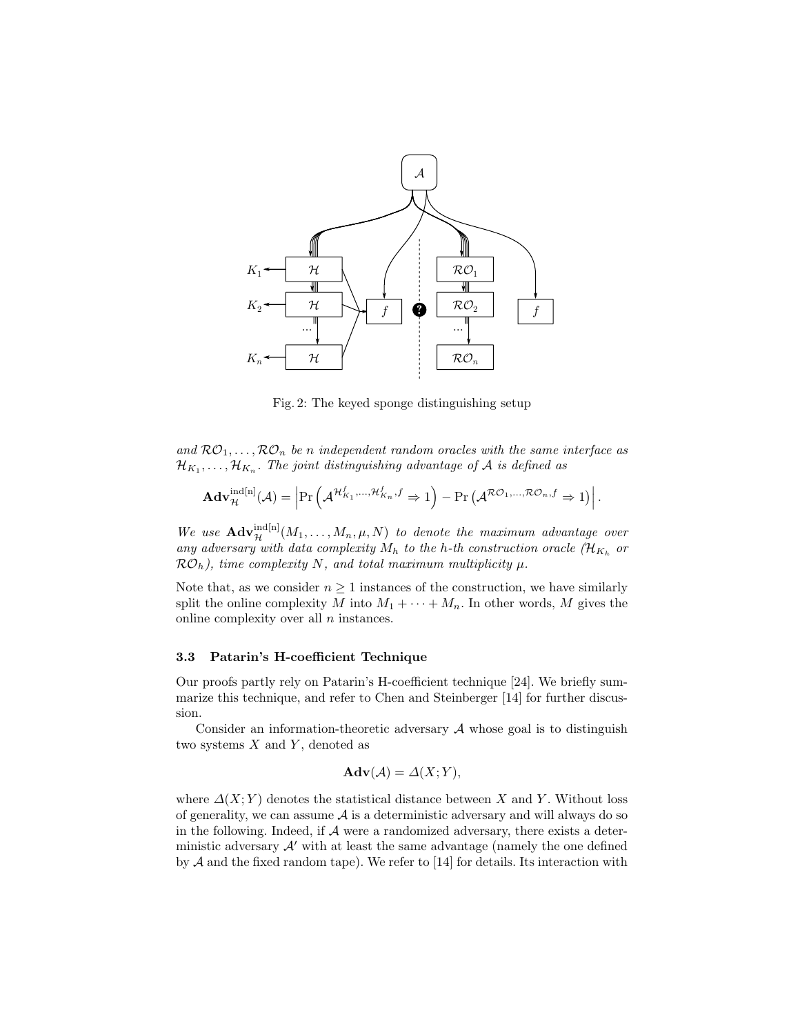$K_1$ $\mathcal{H}$ $\mathcal{RO}_1$

$K_2$ $\mathcal{H}$ $f$ $\mathcal{RO}_2$ $f$

...

$K_n$ $\mathcal{H}$ $\mathcal{RO}_n$

Fig. 2: The keyed sponge distinguishing setup

*and* $\mathcal{RO}_1, \dots, \mathcal{RO}_n$ *be* $n$ *independent random oracles with the same interface as* $\mathcal{H}_{K_1}, \dots, \mathcal{H}_{K_n}$. *The joint distinguishing advantage of* $\mathcal{A}$ *is defined as*

$$\mathbf{Adv}_{\mathcal{H}}^{\mathrm{ind[n]}}(\mathcal{A}) = \left| \Pr\left(\mathcal{A}^{\mathcal{H}_{K_1}^f, \dots, \mathcal{H}_{K_n}^f, f} \Rightarrow 1\right) - \Pr\left(\mathcal{A}^{\mathcal{RO}_1, \dots, \mathcal{RO}_n, f} \Rightarrow 1\right) \right|.$$

*We use* $\mathbf{Adv}_{\mathcal{H}}^{\mathrm{ind[n]}}(M_1, \dots, M_n, \mu, N)$ *to denote the maximum advantage over any adversary with data complexity* $M_h$ *to the* $h$*-th construction oracle (*$\mathcal{H}_{K_h}$ *or* $\mathcal{RO}_h$*), time complexity* $N$*, and total maximum multiplicity* $\mu$*.*

Note that, as we consider $n \geq 1$ instances of the construction, we have similarly split the online complexity $M$ into $M_1 + \dots + M_n$. In other words, $M$ gives the online complexity over all $n$ instances.

### 3.3 Patarin's H-coefficient Technique

Our proofs partly rely on Patarin's H-coefficient technique [24]. We briefly summarize this technique, and refer to Chen and Steinberger [14] for further discussion.

Consider an information-theoretic adversary $\mathcal{A}$ whose goal is to distinguish two systems $X$ and $Y$, denoted as

$$\mathbf{Adv}(\mathcal{A}) = \Delta(X; Y),$$

where $\Delta(X; Y)$ denotes the statistical distance between $X$ and $Y$. Without loss of generality, we can assume $\mathcal{A}$ is a deterministic adversary and will always do so in the following. Indeed, if $\mathcal{A}$ were a randomized adversary, there exists a deterministic adversary $\mathcal{A}'$ with at least the same advantage (namely the one defined by $\mathcal{A}$ and the fixed random tape). We refer to [14] for details. Its interaction with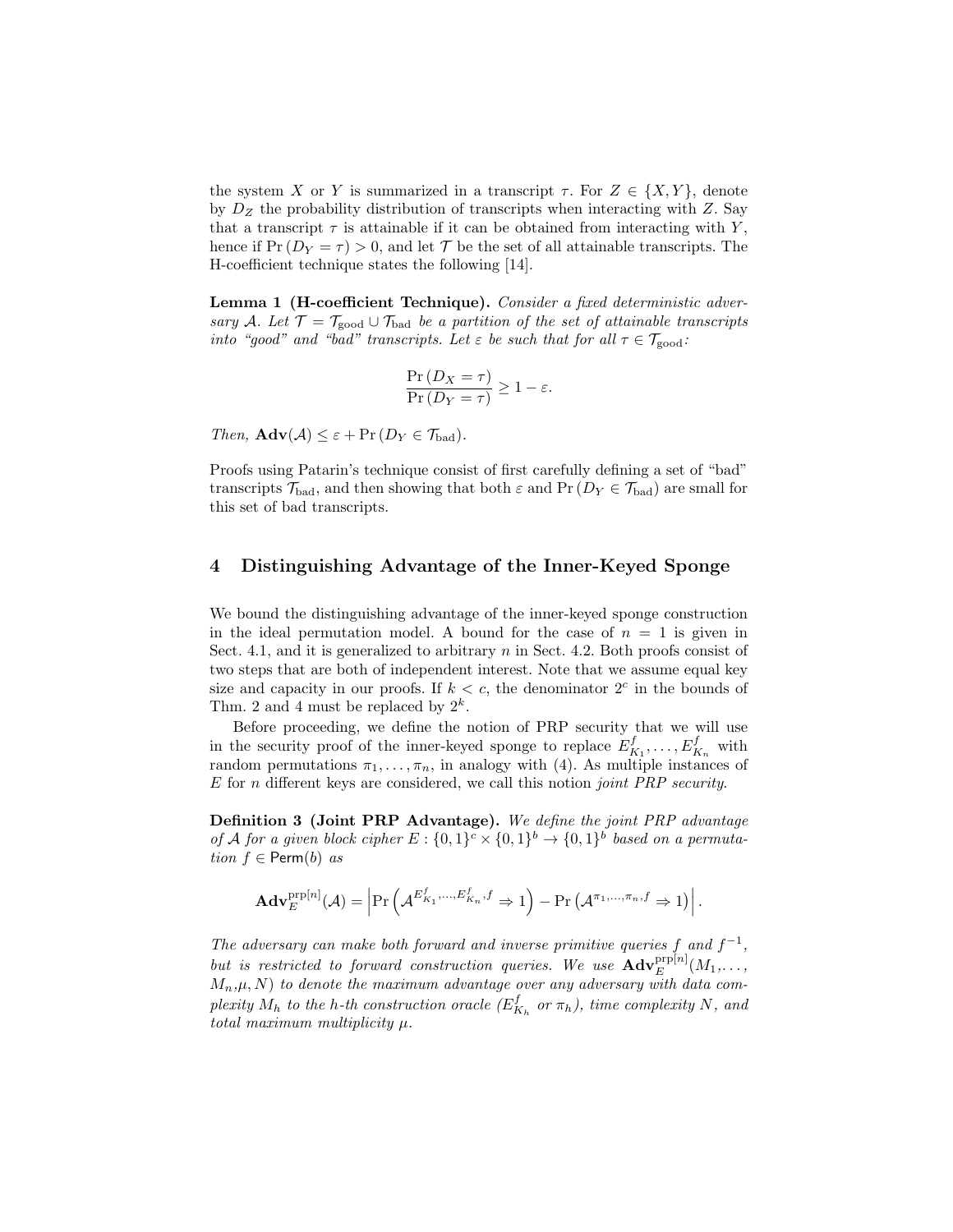the system $X$ or $Y$ is summarized in a transcript $\tau$. For $Z \in \{X, Y\}$, denote by $D_Z$ the probability distribution of transcripts when interacting with $Z$. Say that a transcript $\tau$ is attainable if it can be obtained from interacting with $Y$, hence if $\Pr(D_Y = \tau) > 0$, and let $\mathcal{T}$ be the set of all attainable transcripts. The H-coefficient technique states the following [14].

**Lemma 1 (H-coefficient Technique).** *Consider a fixed deterministic adversary $\mathcal{A}$. Let $\mathcal{T} = \mathcal{T}_{\text{good}} \cup \mathcal{T}_{\text{bad}}$ be a partition of the set of attainable transcripts into "good" and "bad" transcripts. Let $\varepsilon$ be such that for all $\tau \in \mathcal{T}_{\text{good}}$:*

$$\frac{\Pr(D_X = \tau)}{\Pr(D_Y = \tau)} \geq 1 - \varepsilon.$$

*Then, $\mathbf{Adv}(\mathcal{A}) \leq \varepsilon + \Pr(D_Y \in \mathcal{T}_{\text{bad}})$.*

Proofs using Patarin's technique consist of first carefully defining a set of "bad" transcripts $\mathcal{T}_{\text{bad}}$, and then showing that both $\varepsilon$ and $\Pr(D_Y \in \mathcal{T}_{\text{bad}})$ are small for this set of bad transcripts.

## 4 Distinguishing Advantage of the Inner-Keyed Sponge

We bound the distinguishing advantage of the inner-keyed sponge construction in the ideal permutation model. A bound for the case of $n = 1$ is given in Sect. 4.1, and it is generalized to arbitrary $n$ in Sect. 4.2. Both proofs consist of two steps that are both of independent interest. Note that we assume equal key size and capacity in our proofs. If $k < c$, the denominator $2^c$ in the bounds of Thm. 2 and 4 must be replaced by $2^k$.

Before proceeding, we define the notion of PRP security that we will use in the security proof of the inner-keyed sponge to replace $E^f_{K_1}, \ldots, E^f_{K_n}$ with random permutations $\pi_1, \ldots, \pi_n$, in analogy with (4). As multiple instances of $E$ for $n$ different keys are considered, we call this notion *joint PRP security*.

**Definition 3 (Joint PRP Advantage).** *We define the joint PRP advantage of $\mathcal{A}$ for a given block cipher $E : \{0,1\}^c \times \{0,1\}^b \to \{0,1\}^b$ based on a permutation $f \in \mathsf{Perm}(b)$ as*

$$\mathbf{Adv}^{\text{prp}[n]}_{E}(\mathcal{A}) = \left| \Pr\left(\mathcal{A}^{E^f_{K_1}, \ldots, E^f_{K_n}, f} \Rightarrow 1\right) - \Pr\left(\mathcal{A}^{\pi_1, \ldots, \pi_n, f} \Rightarrow 1\right) \right|.$$

*The adversary can make both forward and inverse primitive queries $f$ and $f^{-1}$, but is restricted to forward construction queries. We use $\mathbf{Adv}^{\text{prp}[n]}_{E}(M_1, \ldots, M_n, \mu, N)$ to denote the maximum advantage over any adversary with data complexity $M_h$ to the $h$-th construction oracle ($E^f_{K_h}$ or $\pi_h$), time complexity $N$, and total maximum multiplicity $\mu$.*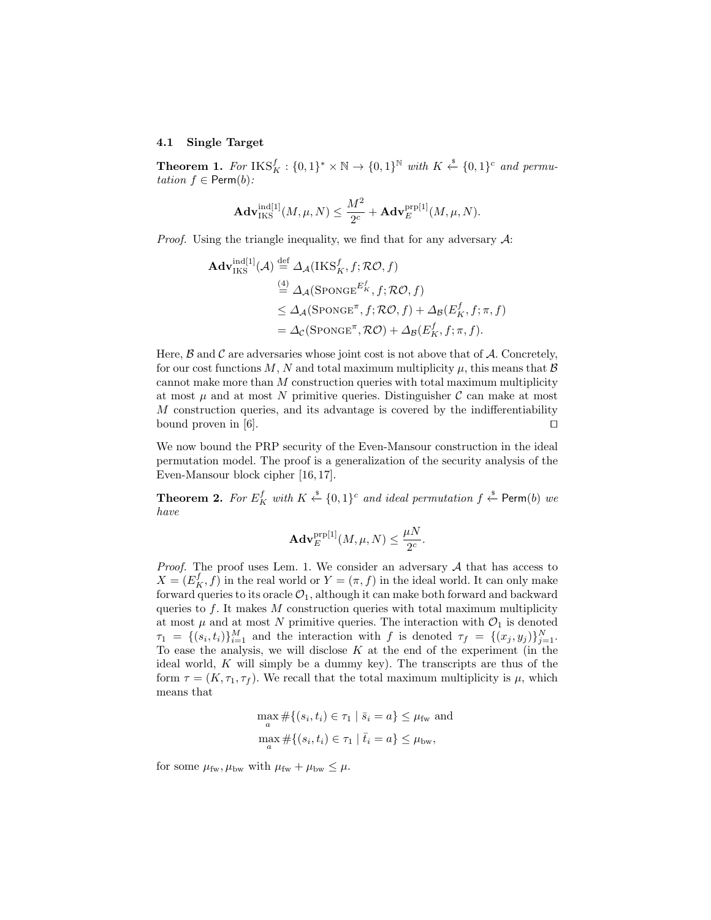### 4.1 Single Target

**Theorem 1.** *For* $\text{IKS}^f_K : \{0,1\}^* \times \mathbb{N} \to \{0,1\}^{\mathbb{N}}$ *with* $K \xleftarrow{\$} \{0,1\}^c$ *and permutation* $f \in \mathsf{Perm}(b)$*:*

$$\mathbf{Adv}^{\text{ind}[1]}_{\text{IKS}}(M, \mu, N) \leq \frac{M^2}{2^c} + \mathbf{Adv}^{\text{prp}[1]}_{E}(M, \mu, N).$$

*Proof.* Using the triangle inequality, we find that for any adversary $\mathcal{A}$:

$$\begin{aligned}
\mathbf{Adv}^{\text{ind}[1]}_{\text{IKS}}(\mathcal{A}) &\stackrel{\text{def}}{=} \Delta_{\mathcal{A}}(\text{IKS}^f_K, f; \mathcal{RO}, f) \\
&\stackrel{(4)}{=} \Delta_{\mathcal{A}}(\text{SPONGE}^{E^f_K}, f; \mathcal{RO}, f) \\
&\leq \Delta_{\mathcal{A}}(\text{SPONGE}^{\pi}, f; \mathcal{RO}, f) + \Delta_{\mathcal{B}}(E^f_K, f; \pi, f) \\
&= \Delta_{\mathcal{C}}(\text{SPONGE}^{\pi}, \mathcal{RO}) + \Delta_{\mathcal{B}}(E^f_K, f; \pi, f).
\end{aligned}$$

Here, $\mathcal{B}$ and $\mathcal{C}$ are adversaries whose joint cost is not above that of $\mathcal{A}$. Concretely, for our cost functions $M$, $N$ and total maximum multiplicity $\mu$, this means that $\mathcal{B}$ cannot make more than $M$ construction queries with total maximum multiplicity at most $\mu$ and at most $N$ primitive queries. Distinguisher $\mathcal{C}$ can make at most $M$ construction queries, and its advantage is covered by the indifferentiability bound proven in [6]. ◻

We now bound the PRP security of the Even-Mansour construction in the ideal permutation model. The proof is a generalization of the security analysis of the Even-Mansour block cipher [16, 17].

**Theorem 2.** *For* $E^f_K$ *with* $K \xleftarrow{\$} \{0,1\}^c$ *and ideal permutation* $f \xleftarrow{\$} \mathsf{Perm}(b)$ *we have*

$$\mathbf{Adv}^{\text{prp}[1]}_{E}(M, \mu, N) \leq \frac{\mu N}{2^c}.$$

*Proof.* The proof uses Lem. 1. We consider an adversary $\mathcal{A}$ that has access to $X = (E^f_K, f)$ in the real world or $Y = (\pi, f)$ in the ideal world. It can only make forward queries to its oracle $\mathcal{O}_1$, although it can make both forward and backward queries to $f$. It makes $M$ construction queries with total maximum multiplicity at most $\mu$ and at most $N$ primitive queries. The interaction with $\mathcal{O}_1$ is denoted $\tau_1 = \{(s_i, t_i)\}_{i=1}^M$ and the interaction with $f$ is denoted $\tau_f = \{(x_j, y_j)\}_{j=1}^N$. To ease the analysis, we will disclose $K$ at the end of the experiment (in the ideal world, $K$ will simply be a dummy key). The transcripts are thus of the form $\tau = (K, \tau_1, \tau_f)$. We recall that the total maximum multiplicity is $\mu$, which means that

$$\begin{aligned}
&\max_a \#\{(s_i, t_i) \in \tau_1 \mid \bar{s}_i = a\} \leq \mu_{\text{fw}} \text{ and} \\
&\max_a \#\{(s_i, t_i) \in \tau_1 \mid \bar{t}_i = a\} \leq \mu_{\text{bw}},
\end{aligned}$$

for some $\mu_{\text{fw}}, \mu_{\text{bw}}$ with $\mu_{\text{fw}} + \mu_{\text{bw}} \leq \mu$.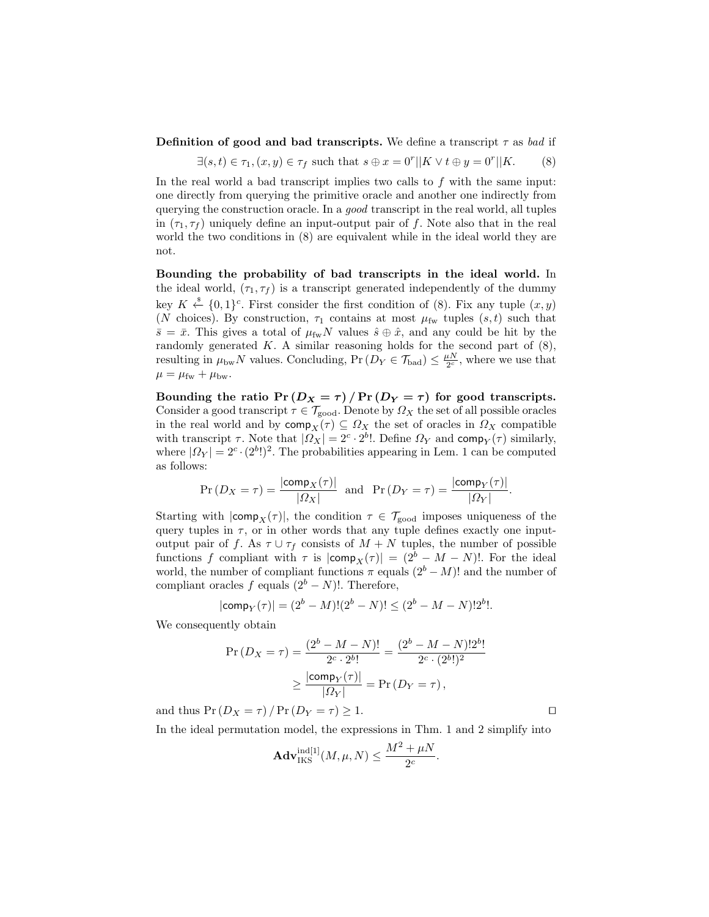**Definition of good and bad transcripts.** We define a transcript $\tau$ as *bad* if

$$\exists (s,t) \in \tau_1, (x,y) \in \tau_f \text{ such that } s \oplus x = 0^r || K \vee t \oplus y = 0^r || K. \tag{8}$$

In the real world a bad transcript implies two calls to $f$ with the same input: one directly from querying the primitive oracle and another one indirectly from querying the construction oracle. In a *good* transcript in the real world, all tuples in $(\tau_1, \tau_f)$ uniquely define an input-output pair of $f$. Note also that in the real world the two conditions in (8) are equivalent while in the ideal world they are not.

**Bounding the probability of bad transcripts in the ideal world.** In the ideal world, $(\tau_1, \tau_f)$ is a transcript generated independently of the dummy key $K \xleftarrow{\$} \{0,1\}^c$. First consider the first condition of (8). Fix any tuple $(x, y)$ ($N$ choices). By construction, $\tau_1$ contains at most $\mu_{\text{fw}}$ tuples $(s, t)$ such that $\bar{s} = \bar{x}$. This gives a total of $\mu_{\text{fw}} N$ values $\hat{s} \oplus \hat{x}$, and any could be hit by the randomly generated $K$. A similar reasoning holds for the second part of (8), resulting in $\mu_{\text{bw}} N$ values. Concluding, $\Pr(D_Y \in \mathcal{T}_{\text{bad}}) \leq \frac{\mu N}{2^c}$, where we use that $\mu = \mu_{\text{fw}} + \mu_{\text{bw}}$.

**Bounding the ratio $\Pr(D_X = \tau) / \Pr(D_Y = \tau)$ for good transcripts.** Consider a good transcript $\tau \in \mathcal{T}_{\text{good}}$. Denote by $\Omega_X$ the set of all possible oracles in the real world and by $\mathsf{comp}_X(\tau) \subseteq \Omega_X$ the set of oracles in $\Omega_X$ compatible with transcript $\tau$. Note that $|\Omega_X| = 2^c \cdot 2^b!$. Define $\Omega_Y$ and $\mathsf{comp}_Y(\tau)$ similarly, where $|\Omega_Y| = 2^c \cdot (2^b!)^2$. The probabilities appearing in Lem. 1 can be computed as follows:

$$\Pr(D_X = \tau) = \frac{|\mathsf{comp}_X(\tau)|}{|\Omega_X|} \quad \text{and} \quad \Pr(D_Y = \tau) = \frac{|\mathsf{comp}_Y(\tau)|}{|\Omega_Y|}.$$

Starting with $|\mathsf{comp}_X(\tau)|$, the condition $\tau \in \mathcal{T}_{\text{good}}$ imposes uniqueness of the query tuples in $\tau$, or in other words that any tuple defines exactly one input-output pair of $f$. As $\tau \cup \tau_f$ consists of $M + N$ tuples, the number of possible functions $f$ compliant with $\tau$ is $|\mathsf{comp}_X(\tau)| = (2^b - M - N)!$. For the ideal world, the number of compliant functions $\pi$ equals $(2^b - M)!$ and the number of compliant oracles $f$ equals $(2^b - N)!$. Therefore,

$$|\mathsf{comp}_Y(\tau)| = (2^b - M)!(2^b - N)! \leq (2^b - M - N)! 2^b!.$$

We consequently obtain

$$\begin{aligned}
\Pr(D_X = \tau) = \frac{(2^b - M - N)!}{2^c \cdot 2^b!} &= \frac{(2^b - M - N)! 2^b!}{2^c \cdot (2^b!)^2} \\
&\geq \frac{|\mathsf{comp}_Y(\tau)|}{|\Omega_Y|} = \Pr(D_Y = \tau),
\end{aligned}$$

and thus $\Pr(D_X = \tau) / \Pr(D_Y = \tau) \geq 1$. $\square$

In the ideal permutation model, the expressions in Thm. 1 and 2 simplify into

$$\mathbf{Adv}_{\text{IKS}}^{\text{ind}[1]}(M, \mu, N) \leq \frac{M^2 + \mu N}{2^c}.$$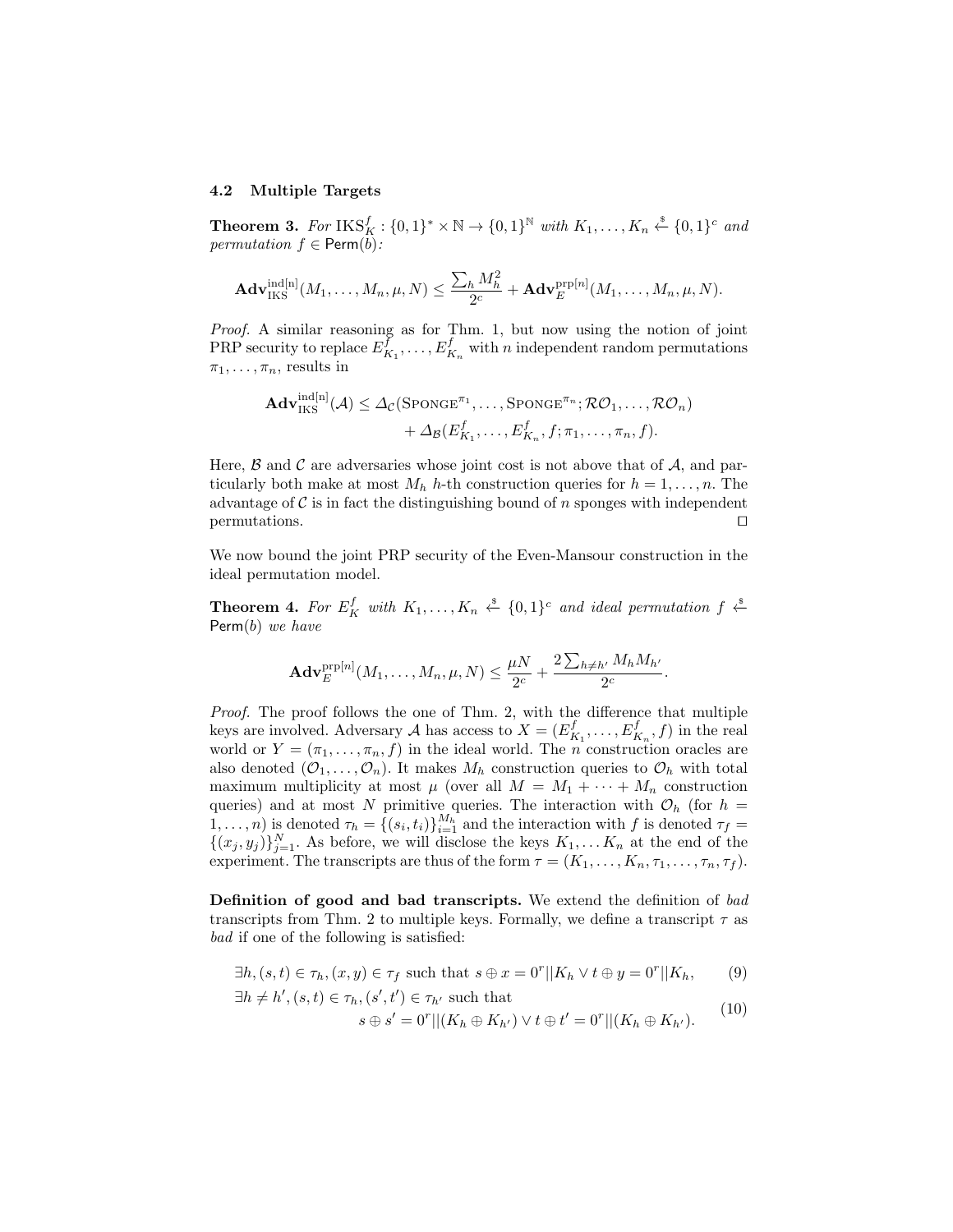### 4.2 Multiple Targets

**Theorem 3.** *For* $\mathrm{IKS}_K^f : \{0,1\}^* \times \mathbb{N} \to \{0,1\}^{\mathbb{N}}$ *with* $K_1, \dots, K_n \xleftarrow{\$} \{0,1\}^c$ *and permutation* $f \in \mathsf{Perm}(b)$*:*

$$\mathbf{Adv}_{\mathrm{IKS}}^{\mathrm{ind}[n]}(M_1, \dots, M_n, \mu, N) \leq \frac{\sum_h M_h^2}{2^c} + \mathbf{Adv}_E^{\mathrm{prp}[n]}(M_1, \dots, M_n, \mu, N).$$

*Proof.* A similar reasoning as for Thm. 1, but now using the notion of joint PRP security to replace $E_{K_1}^f, \dots, E_{K_n}^f$ with $n$ independent random permutations $\pi_1, \dots, \pi_n$, results in

$$\begin{aligned}\mathbf{Adv}_{\mathrm{IKS}}^{\mathrm{ind}[n]}(\mathcal{A}) \leq\ & \Delta_{\mathcal{C}}(\mathrm{SPONGE}^{\pi_1}, \dots, \mathrm{SPONGE}^{\pi_n}; \mathcal{RO}_1, \dots, \mathcal{RO}_n) \\ &+ \Delta_{\mathcal{B}}(E_{K_1}^f, \dots, E_{K_n}^f, f; \pi_1, \dots, \pi_n, f).\end{aligned}$$

Here, $\mathcal{B}$ and $\mathcal{C}$ are adversaries whose joint cost is not above that of $\mathcal{A}$, and particularly both make at most $M_h$ $h$-th construction queries for $h = 1, \dots, n$. The advantage of $\mathcal{C}$ is in fact the distinguishing bound of $n$ sponges with independent permutations. ⊓⊔

We now bound the joint PRP security of the Even-Mansour construction in the ideal permutation model.

**Theorem 4.** *For* $E_K^f$ *with* $K_1, \dots, K_n \xleftarrow{\$} \{0,1\}^c$ *and ideal permutation* $f \xleftarrow{\$} \mathsf{Perm}(b)$ *we have*

$$\mathbf{Adv}_E^{\mathrm{prp}[n]}(M_1, \dots, M_n, \mu, N) \leq \frac{\mu N}{2^c} + \frac{2 \sum_{h \neq h'} M_h M_{h'}}{2^c}.$$

*Proof.* The proof follows the one of Thm. 2, with the difference that multiple keys are involved. Adversary $\mathcal{A}$ has access to $X = (E_{K_1}^f, \dots, E_{K_n}^f, f)$ in the real world or $Y = (\pi_1, \dots, \pi_n, f)$ in the ideal world. The $n$ construction oracles are also denoted $(\mathcal{O}_1, \dots, \mathcal{O}_n)$. It makes $M_h$ construction queries to $\mathcal{O}_h$ with total maximum multiplicity at most $\mu$ (over all $M = M_1 + \dots + M_n$ construction queries) and at most $N$ primitive queries. The interaction with $\mathcal{O}_h$ (for $h = 1, \dots, n$) is denoted $\tau_h = \{(s_i, t_i)\}_{i=1}^{M_h}$ and the interaction with $f$ is denoted $\tau_f = \{(x_j, y_j)\}_{j=1}^{N}$. As before, we will disclose the keys $K_1, \dots K_n$ at the end of the experiment. The transcripts are thus of the form $\tau = (K_1, \dots, K_n, \tau_1, \dots, \tau_n, \tau_f)$.

**Definition of good and bad transcripts.** We extend the definition of *bad* transcripts from Thm. 2 to multiple keys. Formally, we define a transcript $\tau$ as *bad* if one of the following is satisfied:

$$\exists h, (s,t) \in \tau_h, (x,y) \in \tau_f \text{ such that } s \oplus x = 0^r || K_h \vee t \oplus y = 0^r || K_h, \tag{9}$$

$$\begin{aligned}\exists h \neq h', (s,t) \in \tau_h, (s',t') \in \tau_{h'} & \text{ such that} \\ & s \oplus s' = 0^r || (K_h \oplus K_{h'}) \vee t \oplus t' = 0^r || (K_h \oplus K_{h'}).\end{aligned} \tag{10}$$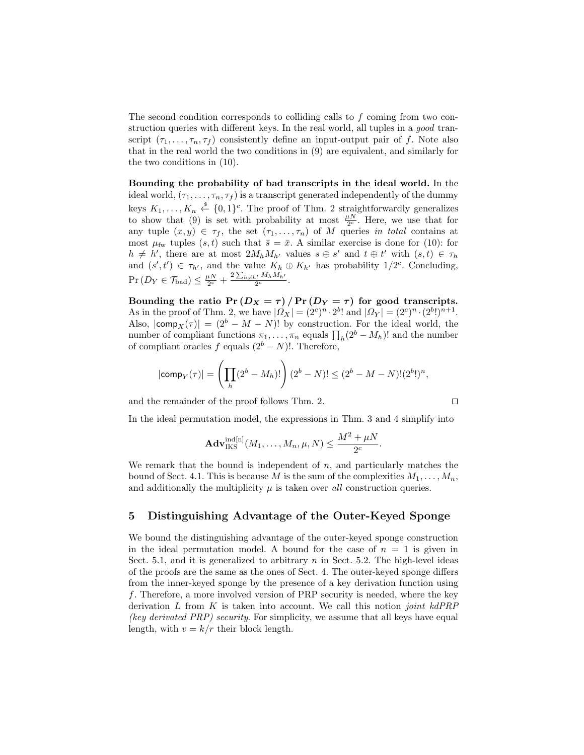The second condition corresponds to colliding calls to $f$ coming from two construction queries with different keys. In the real world, all tuples in a *good* transcript $(\tau_1, \ldots, \tau_n, \tau_f)$ consistently define an input-output pair of $f$. Note also that in the real world the two conditions in (9) are equivalent, and similarly for the two conditions in (10).

**Bounding the probability of bad transcripts in the ideal world.** In the ideal world, $(\tau_1, \ldots, \tau_n, \tau_f)$ is a transcript generated independently of the dummy keys $K_1, \ldots, K_n \xleftarrow{\$} \{0,1\}^c$. The proof of Thm. 2 straightforwardly generalizes to show that (9) is set with probability at most $\frac{\mu N}{2^c}$. Here, we use that for any tuple $(x, y) \in \tau_f$, the set $(\tau_1, \ldots, \tau_n)$ of $M$ queries *in total* contains at most $\mu_{\text{fw}}$ tuples $(s, t)$ such that $\bar{s} = \bar{x}$. A similar exercise is done for (10): for $h \neq h'$, there are at most $2M_h M_{h'}$ values $s \oplus s'$ and $t \oplus t'$ with $(s, t) \in \tau_h$ and $(s', t') \in \tau_{h'}$, and the value $K_h \oplus K_{h'}$ has probability $1/2^c$. Concluding, $\Pr(D_Y \in \mathcal{T}_{\text{bad}}) \leq \frac{\mu N}{2^c} + \frac{2\sum_{h \neq h'} M_h M_{h'}}{2^c}$.

**Bounding the ratio $\Pr(D_X = \tau) / \Pr(D_Y = \tau)$ for good transcripts.** As in the proof of Thm. 2, we have $|\Omega_X| = (2^c)^n \cdot 2^b!$ and $|\Omega_Y| = (2^c)^n \cdot (2^b!)^{n+1}$. Also, $|\mathsf{comp}_X(\tau)| = (2^b - M - N)!$ by construction. For the ideal world, the number of compliant functions $\pi_1, \ldots, \pi_n$ equals $\prod_h (2^b - M_h)!$ and the number of compliant oracles $f$ equals $(2^b - N)!$. Therefore,

$$|\mathsf{comp}_Y(\tau)| = \left(\prod_h (2^b - M_h)!\right)(2^b - N)! \leq (2^b - M - N)!(2^b!)^n,$$

and the remainder of the proof follows Thm. 2. □

In the ideal permutation model, the expressions in Thm. 3 and 4 simplify into

$$\mathbf{Adv}_{\text{IKS}}^{\text{ind[n]}}(M_1, \ldots, M_n, \mu, N) \leq \frac{M^2 + \mu N}{2^c}.$$

We remark that the bound is independent of $n$, and particularly matches the bound of Sect. 4.1. This is because $M$ is the sum of the complexities $M_1, \ldots, M_n$, and additionally the multiplicity $\mu$ is taken over *all* construction queries.

## 5 Distinguishing Advantage of the Outer-Keyed Sponge

We bound the distinguishing advantage of the outer-keyed sponge construction in the ideal permutation model. A bound for the case of $n = 1$ is given in Sect. 5.1, and it is generalized to arbitrary $n$ in Sect. 5.2. The high-level ideas of the proofs are the same as the ones of Sect. 4. The outer-keyed sponge differs from the inner-keyed sponge by the presence of a key derivation function using $f$. Therefore, a more involved version of PRP security is needed, where the key derivation $L$ from $K$ is taken into account. We call this notion *joint kdPRP (key derivated PRP) security*. For simplicity, we assume that all keys have equal length, with $v = k/r$ their block length.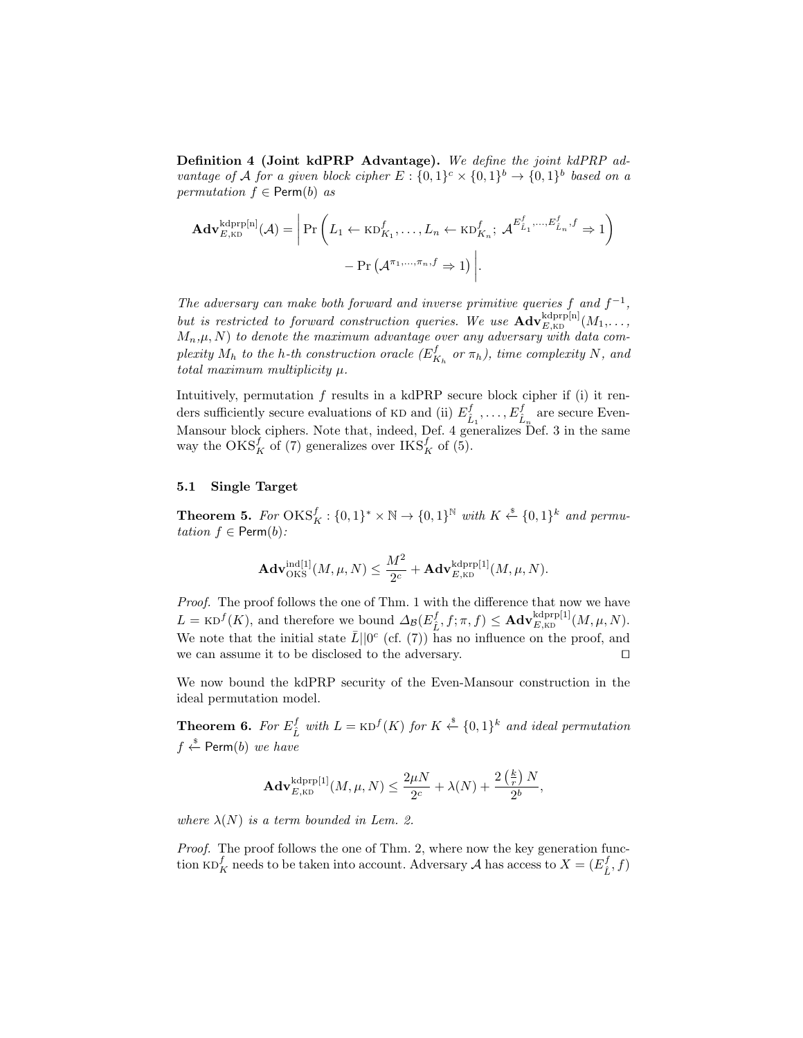**Definition 4 (Joint kdPRP Advantage).** *We define the joint kdPRP advantage of $\mathcal{A}$ for a given block cipher $E : \{0,1\}^c \times \{0,1\}^b \to \{0,1\}^b$ based on a permutation $f \in \mathsf{Perm}(b)$ as*

$$\mathbf{Adv}^{\mathrm{kdprp}[n]}_{E,\mathrm{KD}}(\mathcal{A}) = \Bigg| \Pr\left( L_1 \leftarrow \mathrm{KD}^f_{K_1}, \dots, L_n \leftarrow \mathrm{KD}^f_{K_n};\ \mathcal{A}^{E^f_{\hat{L}_1},\dots,E^f_{\hat{L}_n},f} \Rightarrow 1 \right) - \Pr\left(\mathcal{A}^{\pi_1,\dots,\pi_n,f} \Rightarrow 1\right) \Bigg|.$$

*The adversary can make both forward and inverse primitive queries $f$ and $f^{-1}$, but is restricted to forward construction queries. We use $\mathbf{Adv}^{\mathrm{kdprp}[n]}_{E,\mathrm{KD}}(M_1,\dots, M_n,\mu, N)$ to denote the maximum advantage over any adversary with data complexity $M_h$ to the $h$-th construction oracle ($E^f_{K_h}$ or $\pi_h$), time complexity $N$, and total maximum multiplicity $\mu$.*

Intuitively, permutation $f$ results in a kdPRP secure block cipher if (i) it renders sufficiently secure evaluations of KD and (ii) $E^f_{\hat{L}_1},\dots,E^f_{\hat{L}_n}$ are secure Even-Mansour block ciphers. Note that, indeed, Def. 4 generalizes Def. 3 in the same way the $\mathrm{OKS}^f_K$ of (7) generalizes over $\mathrm{IKS}^f_K$ of (5).

### 5.1 Single Target

**Theorem 5.** *For $\mathrm{OKS}^f_K : \{0,1\}^* \times \mathbb{N} \to \{0,1\}^{\mathbb{N}}$ with $K \xleftarrow{\$} \{0,1\}^k$ and permutation $f \in \mathsf{Perm}(b)$:*

$$\mathbf{Adv}^{\mathrm{ind}[1]}_{\mathrm{OKS}}(M,\mu,N) \leq \frac{M^2}{2^c} + \mathbf{Adv}^{\mathrm{kdprp}[1]}_{E,\mathrm{KD}}(M,\mu,N).$$

*Proof.* The proof follows the one of Thm. 1 with the difference that now we have $L = \mathrm{KD}^f(K)$, and therefore we bound $\Delta_{\mathcal{B}}(E^f_{\hat{L}}, f; \pi, f) \leq \mathbf{Adv}^{\mathrm{kdprp}[1]}_{E,\mathrm{KD}}(M,\mu,N)$. We note that the initial state $\bar{L}||0^c$ (cf. (7)) has no influence on the proof, and we can assume it to be disclosed to the adversary. $\square$

We now bound the kdPRP security of the Even-Mansour construction in the ideal permutation model.

**Theorem 6.** *For $E^f_{\hat{L}}$ with $L = \mathrm{KD}^f(K)$ for $K \xleftarrow{\$} \{0,1\}^k$ and ideal permutation $f \xleftarrow{\$} \mathsf{Perm}(b)$ we have*

$$\mathbf{Adv}^{\mathrm{kdprp}[1]}_{E,\mathrm{KD}}(M,\mu,N) \leq \frac{2\mu N}{2^c} + \lambda(N) + \frac{2\binom{k}{r}N}{2^b},$$

*where $\lambda(N)$ is a term bounded in Lem. 2.*

*Proof.* The proof follows the one of Thm. 2, where now the key generation function $\mathrm{KD}^f_K$ needs to be taken into account. Adversary $\mathcal{A}$ has access to $X = (E^f_{\hat{L}}, f)$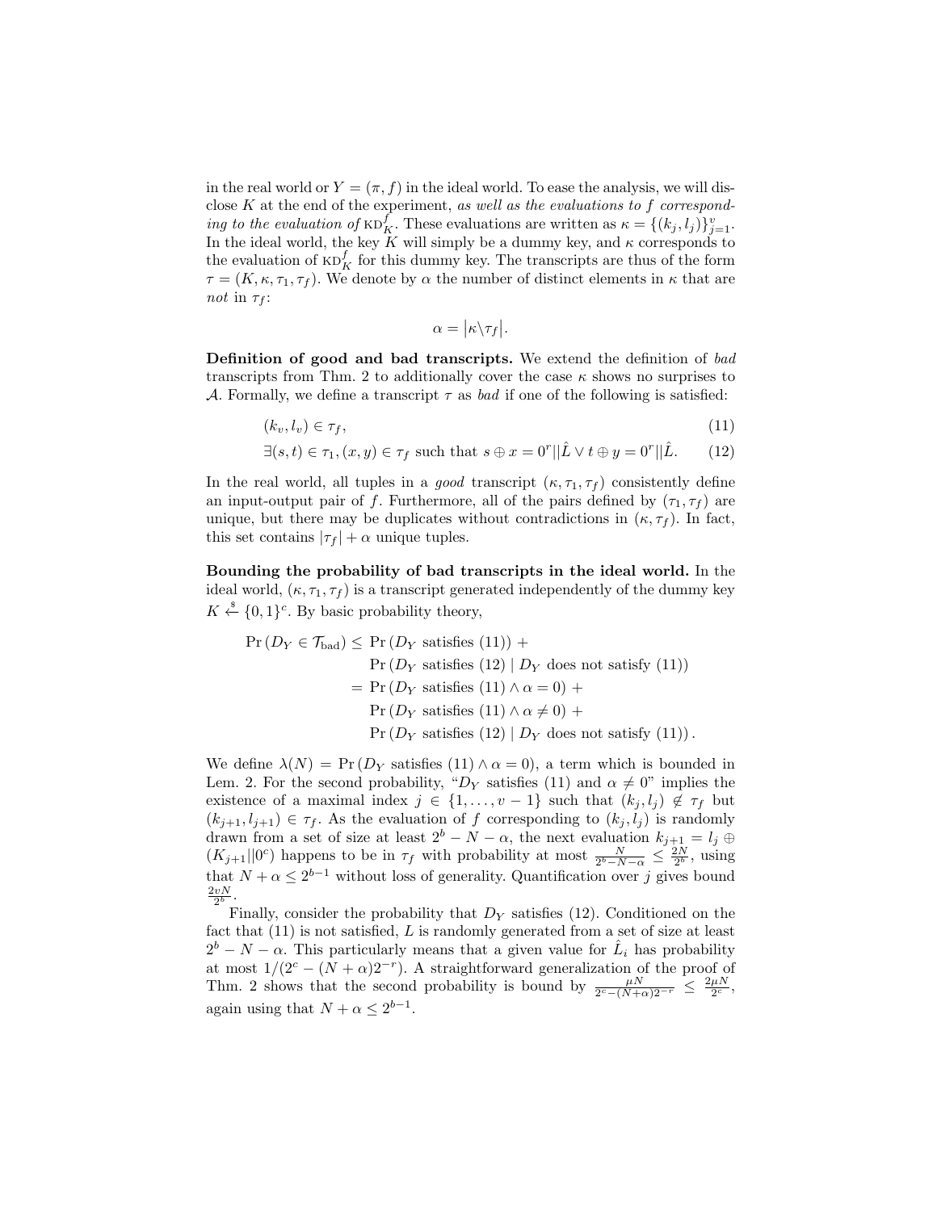in the real world or $Y = (\pi, f)$ in the ideal world. To ease the analysis, we will disclose $K$ at the end of the experiment, *as well as the evaluations to $f$ corresponding to the evaluation of* $\text{KD}_K^f$. These evaluations are written as $\kappa = \{(k_j, l_j)\}_{j=1}^v$. In the ideal world, the key $K$ will simply be a dummy key, and $\kappa$ corresponds to the evaluation of $\text{KD}_K^f$ for this dummy key. The transcripts are thus of the form $\tau = (K, \kappa, \tau_1, \tau_f)$. We denote by $\alpha$ the number of distinct elements in $\kappa$ that are *not* in $\tau_f$:

$$\alpha = |\kappa \backslash \tau_f|.$$

**Definition of good and bad transcripts.** We extend the definition of *bad* transcripts from Thm. 2 to additionally cover the case $\kappa$ shows no surprises to $\mathcal{A}$. Formally, we define a transcript $\tau$ as *bad* if one of the following is satisfied:

$$(k_v, l_v) \in \tau_f, \tag{11}$$

$$\exists (s,t) \in \tau_1, (x,y) \in \tau_f \text{ such that } s \oplus x = 0^r \| \hat{L} \vee t \oplus y = 0^r \| \hat{L}. \tag{12}$$

In the real world, all tuples in a *good* transcript $(\kappa, \tau_1, \tau_f)$ consistently define an input-output pair of $f$. Furthermore, all of the pairs defined by $(\tau_1, \tau_f)$ are unique, but there may be duplicates without contradictions in $(\kappa, \tau_f)$. In fact, this set contains $|\tau_f| + \alpha$ unique tuples.

**Bounding the probability of bad transcripts in the ideal world.** In the ideal world, $(\kappa, \tau_1, \tau_f)$ is a transcript generated independently of the dummy key $K \xleftarrow{\$} \{0,1\}^c$. By basic probability theory,

$$\begin{aligned}
\Pr(D_Y \in \mathcal{T}_{\text{bad}}) \leq\ & \Pr(D_Y \text{ satisfies (11)}) + \\
& \Pr(D_Y \text{ satisfies (12)} \mid D_Y \text{ does not satisfy (11)}) \\
=\ & \Pr(D_Y \text{ satisfies (11)} \wedge \alpha = 0) + \\
& \Pr(D_Y \text{ satisfies (11)} \wedge \alpha \neq 0) + \\
& \Pr(D_Y \text{ satisfies (12)} \mid D_Y \text{ does not satisfy (11)}).
\end{aligned}$$

We define $\lambda(N) = \Pr(D_Y \text{ satisfies (11)} \wedge \alpha = 0)$, a term which is bounded in Lem. 2. For the second probability, "$D_Y$ satisfies (11) and $\alpha \neq 0$" implies the existence of a maximal index $j \in \{1, \ldots, v-1\}$ such that $(k_j, l_j) \notin \tau_f$ but $(k_{j+1}, l_{j+1}) \in \tau_f$. As the evaluation of $f$ corresponding to $(k_j, l_j)$ is randomly drawn from a set of size at least $2^b - N - \alpha$, the next evaluation $k_{j+1} = l_j \oplus (K_{j+1} \| 0^c)$ happens to be in $\tau_f$ with probability at most $\frac{N}{2^b - N - \alpha} \leq \frac{2N}{2^b}$, using that $N + \alpha \leq 2^{b-1}$ without loss of generality. Quantification over $j$ gives bound $\frac{2vN}{2^b}$.

Finally, consider the probability that $D_Y$ satisfies (12). Conditioned on the fact that (11) is not satisfied, $L$ is randomly generated from a set of size at least $2^b - N - \alpha$. This particularly means that a given value for $\hat{L}_i$ has probability at most $1/(2^c - (N+\alpha)2^{-r})$. A straightforward generalization of the proof of Thm. 2 shows that the second probability is bound by $\frac{\mu N}{2^c - (N+\alpha)2^{-r}} \leq \frac{2\mu N}{2^c}$, again using that $N + \alpha \leq 2^{b-1}$.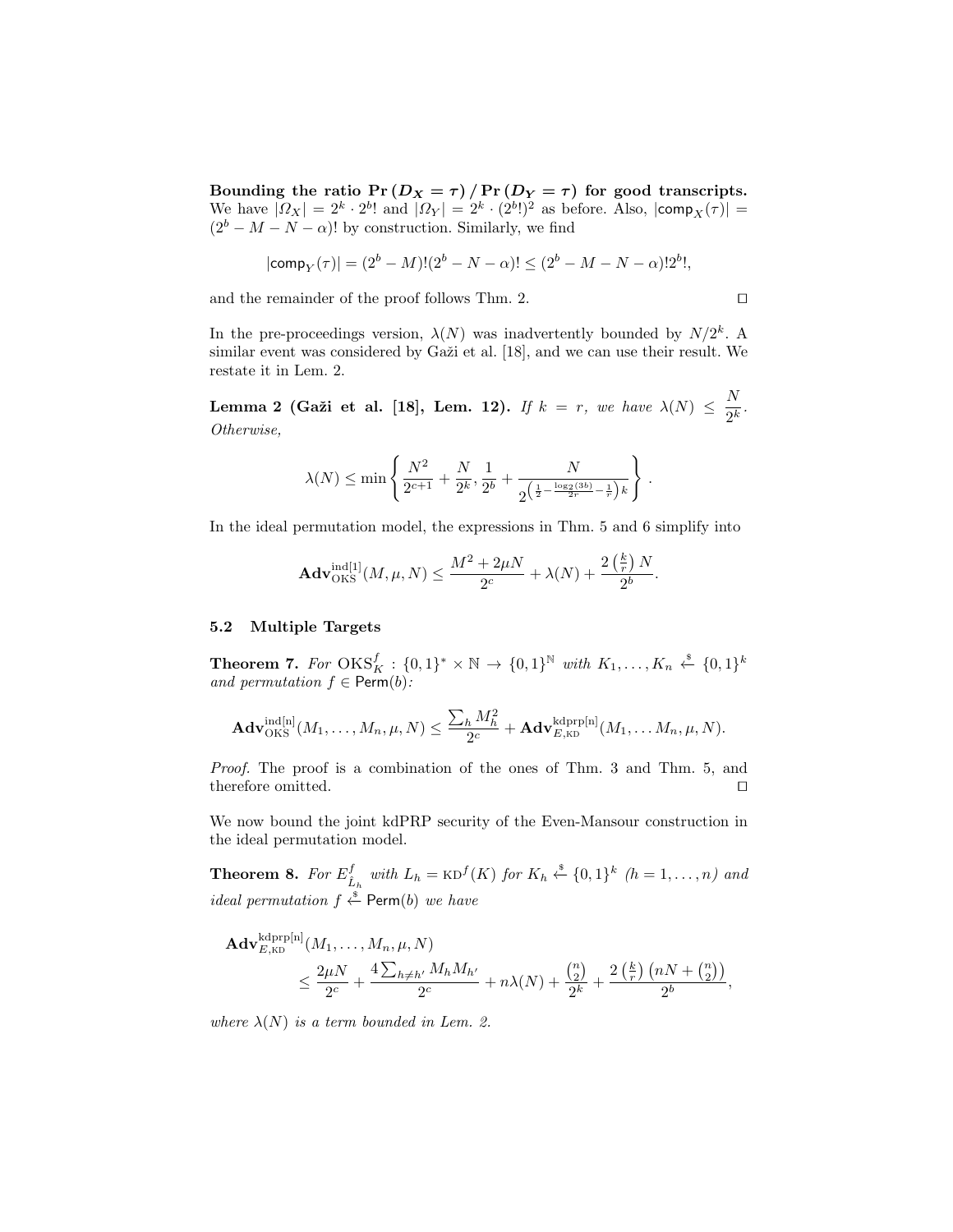**Bounding the ratio $\Pr(D_X = \tau) / \Pr(D_Y = \tau)$ for good transcripts.** We have $|\Omega_X| = 2^k \cdot 2^b!$ and $|\Omega_Y| = 2^k \cdot (2^b!)^2$ as before. Also, $|\mathsf{comp}_X(\tau)| = (2^b - M - N - \alpha)!$ by construction. Similarly, we find

$$|\mathsf{comp}_Y(\tau)| = (2^b - M)!(2^b - N - \alpha)! \leq (2^b - M - N - \alpha)! 2^b!,$$

and the remainder of the proof follows Thm. 2. $\square$

In the pre-proceedings version, $\lambda(N)$ was inadvertently bounded by $N/2^k$. A similar event was considered by Gaži et al. [18], and we can use their result. We restate it in Lem. 2.

**Lemma 2 (Gaži et al. [18], Lem. 12).** *If $k = r$, we have $\lambda(N) \leq \dfrac{N}{2^k}$. Otherwise,*

$$\lambda(N) \leq \min\left\{ \frac{N^2}{2^{c+1}} + \frac{N}{2^k}, \frac{1}{2^b} + \frac{N}{2^{\left(\frac{1}{2} - \frac{\log_2(3b)}{2r} - \frac{1}{r}\right)k}} \right\}.$$

In the ideal permutation model, the expressions in Thm. 5 and 6 simplify into

$$\mathbf{Adv}^{\mathrm{ind[1]}}_{\mathrm{OKS}}(M, \mu, N) \leq \frac{M^2 + 2\mu N}{2^c} + \lambda(N) + \frac{2\binom{k}{r} N}{2^b}.$$

### 5.2 Multiple Targets

**Theorem 7.** *For $\mathrm{OKS}^f_K : \{0,1\}^* \times \mathbb{N} \to \{0,1\}^{\mathbb{N}}$ with $K_1, \ldots, K_n \xleftarrow{\$} \{0,1\}^k$ and permutation $f \in \mathsf{Perm}(b)$:*

$$\mathbf{Adv}^{\mathrm{ind[n]}}_{\mathrm{OKS}}(M_1, \ldots, M_n, \mu, N) \leq \frac{\sum_h M_h^2}{2^c} + \mathbf{Adv}^{\mathrm{kdprp[n]}}_{E,\mathrm{KD}}(M_1, \ldots M_n, \mu, N).$$

*Proof.* The proof is a combination of the ones of Thm. 3 and Thm. 5, and therefore omitted. $\square$

We now bound the joint kdPRP security of the Even-Mansour construction in the ideal permutation model.

**Theorem 8.** *For $E^f_{\hat{L}_h}$ with $L_h = \mathrm{KD}^f(K)$ for $K_h \xleftarrow{\$} \{0,1\}^k$ $(h = 1, \ldots, n)$ and ideal permutation $f \xleftarrow{\$} \mathsf{Perm}(b)$ we have*

$$\mathbf{Adv}^{\mathrm{kdprp[n]}}_{E,\mathrm{KD}}(M_1, \ldots, M_n, \mu, N) \leq \frac{2\mu N}{2^c} + \frac{4\sum_{h \neq h'} M_h M_{h'}}{2^c} + n\lambda(N) + \frac{\binom{n}{2}}{2^k} + \frac{2\binom{k}{r}\left(nN + \binom{n}{2}\right)}{2^b},$$

*where $\lambda(N)$ is a term bounded in Lem. 2.*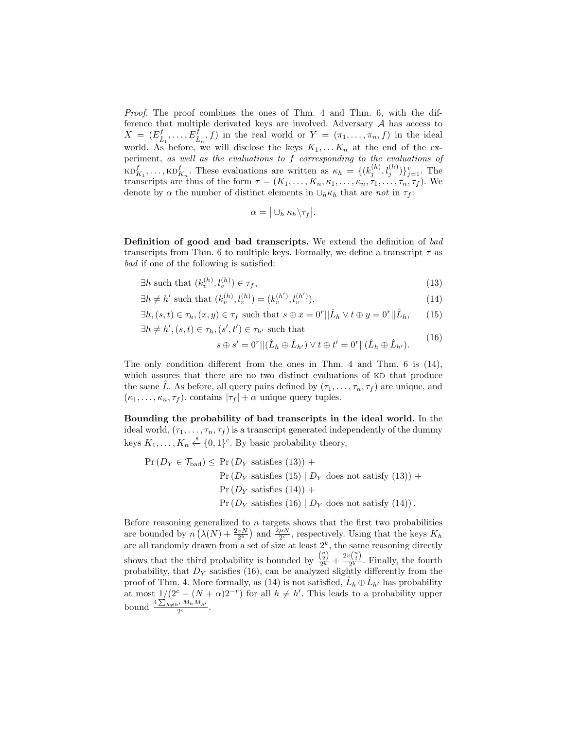*Proof.* The proof combines the ones of Thm. 4 and Thm. 6, with the difference that multiple derivated keys are involved. Adversary $\mathcal{A}$ has access to $X = (E^f_{\hat{L}_1}, \dots, E^f_{\hat{L}_n}, f)$ in the real world or $Y = (\pi_1, \dots, \pi_n, f)$ in the ideal world. As before, we will disclose the keys $K_1, \dots K_n$ at the end of the experiment, *as well as the evaluations to $f$ corresponding to the evaluations of* $\text{KD}^f_{K_1}, \dots, \text{KD}^f_{K_n}$. These evaluations are written as $\kappa_h = \{(k^{(h)}_j, l^{(h)}_j)\}^v_{j=1}$. The transcripts are thus of the form $\tau = (K_1, \dots, K_n, \kappa_1, \dots, \kappa_n, \tau_1, \dots, \tau_n, \tau_f)$. We denote by $\alpha$ the number of distinct elements in $\cup_h \kappa_h$ that are *not* in $\tau_f$:

$$\alpha = \big| \cup_h \kappa_h \backslash \tau_f \big|.$$

**Definition of good and bad transcripts.** We extend the definition of *bad* transcripts from Thm. 6 to multiple keys. Formally, we define a transcript $\tau$ as *bad* if one of the following is satisfied:

$$\exists h \text{ such that } (k^{(h)}_v, l^{(h)}_v) \in \tau_f, \tag{13}$$

$$\exists h \neq h' \text{ such that } (k^{(h)}_v, l^{(h)}_v) = (k^{(h')}_v, l^{(h')}_v), \tag{14}$$

$$\exists h, (s,t) \in \tau_h, (x,y) \in \tau_f \text{ such that } s \oplus x = 0^r || \hat{L}_h \vee t \oplus y = 0^r || \hat{L}_h, \tag{15}$$

$$\exists h \neq h', (s,t) \in \tau_h, (s',t') \in \tau_{h'} \text{ such that } s \oplus s' = 0^r || (\hat{L}_h \oplus \hat{L}_{h'}) \vee t \oplus t' = 0^r || (\hat{L}_h \oplus \hat{L}_{h'}). \tag{16}$$

The only condition different from the ones in Thm. 4 and Thm. 6 is (14), which assures that there are no two distinct evaluations of KD that produce the same $\hat{L}$. As before, all query pairs defined by $(\tau_1, \dots, \tau_n, \tau_f)$ are unique, and $(\kappa_1, \dots, \kappa_n, \tau_f)$. contains $|\tau_f| + \alpha$ unique query tuples.

**Bounding the probability of bad transcripts in the ideal world.** In the ideal world, $(\tau_1, \dots, \tau_n, \tau_f)$ is a transcript generated independently of the dummy keys $K_1, \dots, K_n \xleftarrow{\$} \{0,1\}^c$. By basic probability theory,

$$\begin{aligned}
\Pr(D_Y \in \mathcal{T}_{\text{bad}}) \leq\ & \Pr(D_Y \text{ satisfies (13)}) + \\
& \Pr(D_Y \text{ satisfies (15)} \mid D_Y \text{ does not satisfy (13)}) + \\
& \Pr(D_Y \text{ satisfies (14)}) + \\
& \Pr(D_Y \text{ satisfies (16)} \mid D_Y \text{ does not satisfy (14)}).
\end{aligned}$$

Before reasoning generalized to $n$ targets shows that the first two probabilities are bounded by $n\big(\lambda(N) + \frac{2vN}{2^b}\big)$ and $\frac{2\mu N}{2^c}$, respectively. Using that the keys $K_h$ are all randomly drawn from a set of size at least $2^k$, the same reasoning directly shows that the third probability is bounded by $\frac{\binom{n}{2}}{2^k} + \frac{2v\binom{n}{2}}{2^b}$. Finally, the fourth probability, that $D_Y$ satisfies (16), can be analyzed slightly differently from the proof of Thm. 4. More formally, as (14) is not satisfied, $\hat{L}_h \oplus \hat{L}_{h'}$ has probability at most $1/(2^c - (N+\alpha)2^{-r})$ for all $h \neq h'$. This leads to a probability upper bound $\frac{4\sum_{h \neq h'} M_h M_{h'}}{2^c}$.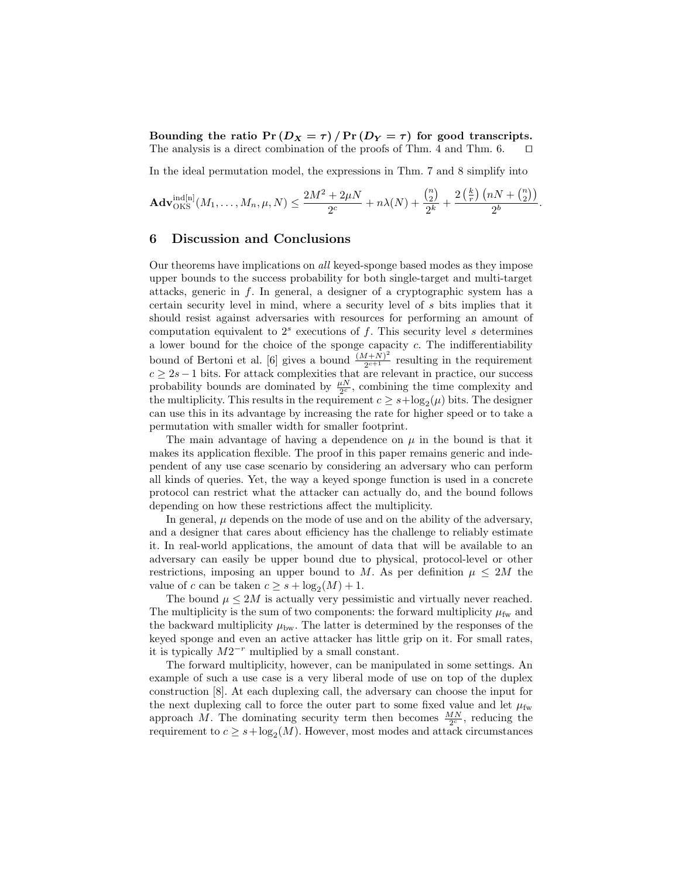**Bounding the ratio $\Pr(D_X = \tau) / \Pr(D_Y = \tau)$ for good transcripts.** The analysis is a direct combination of the proofs of Thm. 4 and Thm. 6. $\square$

In the ideal permutation model, the expressions in Thm. 7 and 8 simplify into

$$\mathbf{Adv}_{\mathrm{OKS}}^{\mathrm{ind}[n]}(M_1, \ldots, M_n, \mu, N) \le \frac{2M^2 + 2\mu N}{2^c} + n\lambda(N) + \frac{\binom{n}{2}}{2^k} + \frac{2\binom{k}{r}\left(nN + \binom{n}{2}\right)}{2^b}.$$

## 6 Discussion and Conclusions

Our theorems have implications on *all* keyed-sponge based modes as they impose upper bounds to the success probability for both single-target and multi-target attacks, generic in $f$. In general, a designer of a cryptographic system has a certain security level in mind, where a security level of $s$ bits implies that it should resist against adversaries with resources for performing an amount of computation equivalent to $2^s$ executions of $f$. This security level $s$ determines a lower bound for the choice of the sponge capacity $c$. The indifferentiability bound of Bertoni et al. [6] gives a bound $\frac{(M+N)^2}{2^{c+1}}$ resulting in the requirement $c \ge 2s - 1$ bits. For attack complexities that are relevant in practice, our success probability bounds are dominated by $\frac{\mu N}{2^c}$, combining the time complexity and the multiplicity. This results in the requirement $c \ge s + \log_2(\mu)$ bits. The designer can use this in its advantage by increasing the rate for higher speed or to take a permutation with smaller width for smaller footprint.

The main advantage of having a dependence on $\mu$ in the bound is that it makes its application flexible. The proof in this paper remains generic and independent of any use case scenario by considering an adversary who can perform all kinds of queries. Yet, the way a keyed sponge function is used in a concrete protocol can restrict what the attacker can actually do, and the bound follows depending on how these restrictions affect the multiplicity.

In general, $\mu$ depends on the mode of use and on the ability of the adversary, and a designer that cares about efficiency has the challenge to reliably estimate it. In real-world applications, the amount of data that will be available to an adversary can easily be upper bound due to physical, protocol-level or other restrictions, imposing an upper bound to $M$. As per definition $\mu \le 2M$ the value of $c$ can be taken $c \ge s + \log_2(M) + 1$.

The bound $\mu \le 2M$ is actually very pessimistic and virtually never reached. The multiplicity is the sum of two components: the forward multiplicity $\mu_{\mathrm{fw}}$ and the backward multiplicity $\mu_{\mathrm{bw}}$. The latter is determined by the responses of the keyed sponge and even an active attacker has little grip on it. For small rates, it is typically $M2^{-r}$ multiplied by a small constant.

The forward multiplicity, however, can be manipulated in some settings. An example of such a use case is a very liberal mode of use on top of the duplex construction [8]. At each duplexing call, the adversary can choose the input for the next duplexing call to force the outer part to some fixed value and let $\mu_{\mathrm{fw}}$ approach $M$. The dominating security term then becomes $\frac{MN}{2^c}$, reducing the requirement to $c \ge s + \log_2(M)$. However, most modes and attack circumstances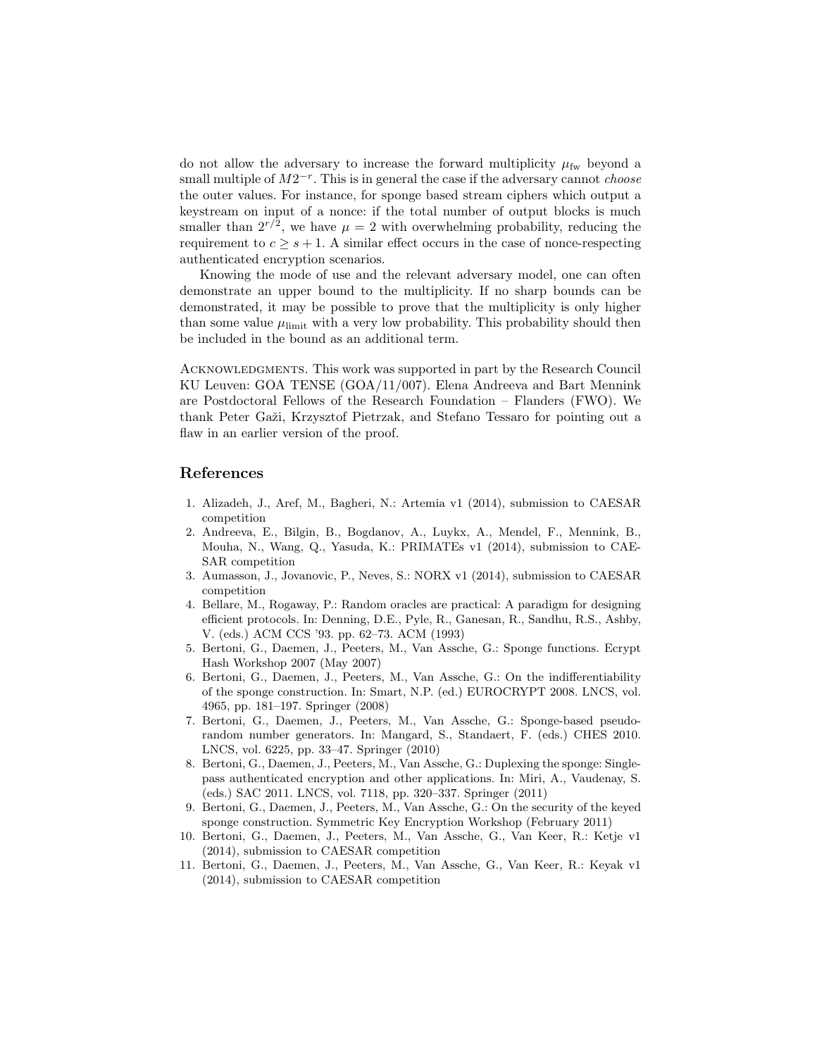do not allow the adversary to increase the forward multiplicity $\mu_{\text{fw}}$ beyond a small multiple of $M2^{-r}$. This is in general the case if the adversary cannot *choose* the outer values. For instance, for sponge based stream ciphers which output a keystream on input of a nonce: if the total number of output blocks is much smaller than $2^{r/2}$, we have $\mu = 2$ with overwhelming probability, reducing the requirement to $c \geq s + 1$. A similar effect occurs in the case of nonce-respecting authenticated encryption scenarios.

Knowing the mode of use and the relevant adversary model, one can often demonstrate an upper bound to the multiplicity. If no sharp bounds can be demonstrated, it may be possible to prove that the multiplicity is only higher than some value $\mu_{\text{limit}}$ with a very low probability. This probability should then be included in the bound as an additional term.

Acknowledgments. This work was supported in part by the Research Council KU Leuven: GOA TENSE (GOA/11/007). Elena Andreeva and Bart Mennink are Postdoctoral Fellows of the Research Foundation – Flanders (FWO). We thank Peter Gaži, Krzysztof Pietrzak, and Stefano Tessaro for pointing out a flaw in an earlier version of the proof.

## References

1. Alizadeh, J., Aref, M., Bagheri, N.: Artemia v1 (2014), submission to CAESAR competition
2. Andreeva, E., Bilgin, B., Bogdanov, A., Luykx, A., Mendel, F., Mennink, B., Mouha, N., Wang, Q., Yasuda, K.: PRIMATEs v1 (2014), submission to CAESAR competition
3. Aumasson, J., Jovanovic, P., Neves, S.: NORX v1 (2014), submission to CAESAR competition
4. Bellare, M., Rogaway, P.: Random oracles are practical: A paradigm for designing efficient protocols. In: Denning, D.E., Pyle, R., Ganesan, R., Sandhu, R.S., Ashby, V. (eds.) ACM CCS '93. pp. 62–73. ACM (1993)
5. Bertoni, G., Daemen, J., Peeters, M., Van Assche, G.: Sponge functions. Ecrypt Hash Workshop 2007 (May 2007)
6. Bertoni, G., Daemen, J., Peeters, M., Van Assche, G.: On the indifferentiability of the sponge construction. In: Smart, N.P. (ed.) EUROCRYPT 2008. LNCS, vol. 4965, pp. 181–197. Springer (2008)
7. Bertoni, G., Daemen, J., Peeters, M., Van Assche, G.: Sponge-based pseudo-random number generators. In: Mangard, S., Standaert, F. (eds.) CHES 2010. LNCS, vol. 6225, pp. 33–47. Springer (2010)
8. Bertoni, G., Daemen, J., Peeters, M., Van Assche, G.: Duplexing the sponge: Single-pass authenticated encryption and other applications. In: Miri, A., Vaudenay, S. (eds.) SAC 2011. LNCS, vol. 7118, pp. 320–337. Springer (2011)
9. Bertoni, G., Daemen, J., Peeters, M., Van Assche, G.: On the security of the keyed sponge construction. Symmetric Key Encryption Workshop (February 2011)
10. Bertoni, G., Daemen, J., Peeters, M., Van Assche, G., Van Keer, R.: Ketje v1 (2014), submission to CAESAR competition
11. Bertoni, G., Daemen, J., Peeters, M., Van Assche, G., Van Keer, R.: Keyak v1 (2014), submission to CAESAR competition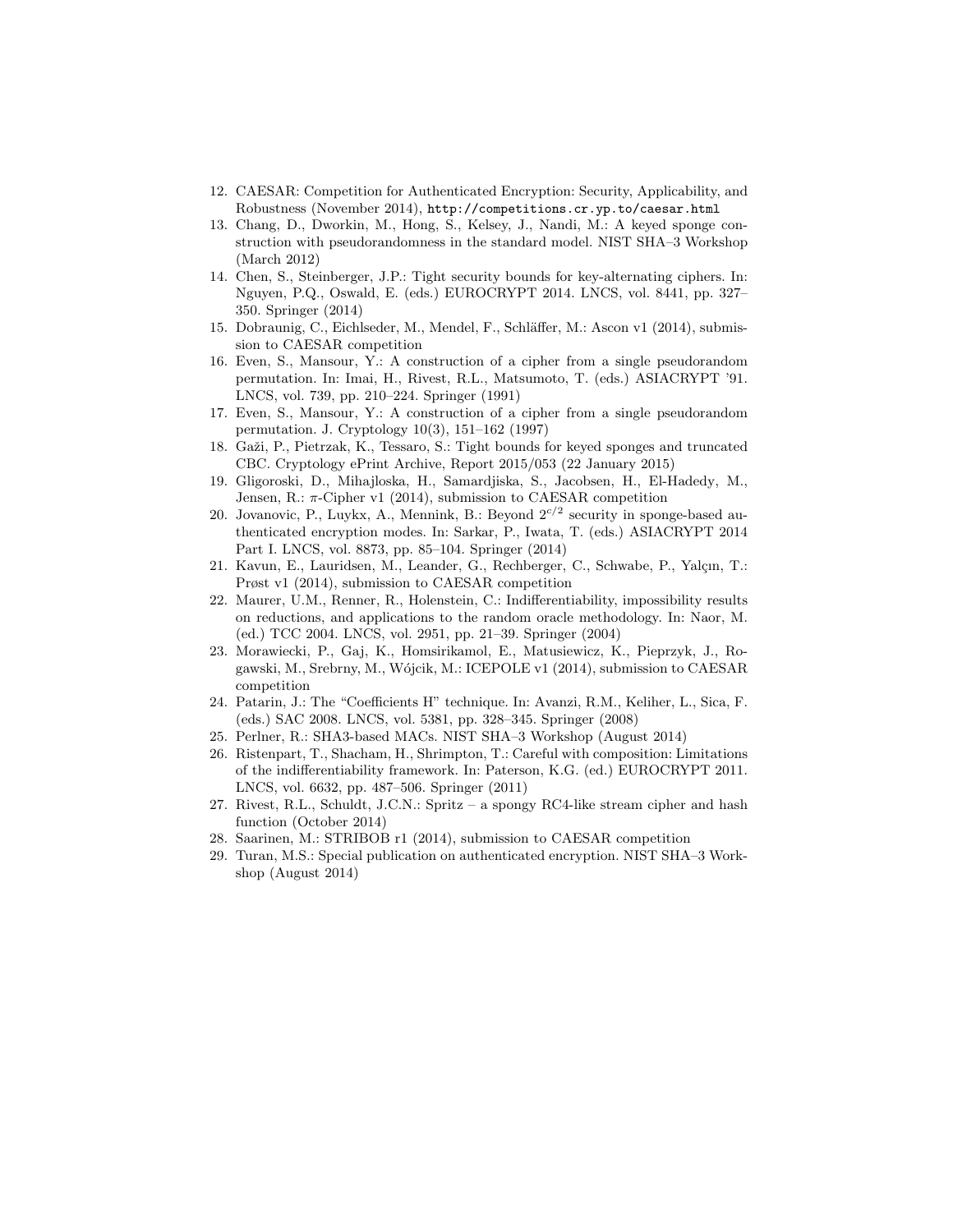12. CAESAR: Competition for Authenticated Encryption: Security, Applicability, and Robustness (November 2014), `http://competitions.cr.yp.to/caesar.html`
13. Chang, D., Dworkin, M., Hong, S., Kelsey, J., Nandi, M.: A keyed sponge construction with pseudorandomness in the standard model. NIST SHA–3 Workshop (March 2012)
14. Chen, S., Steinberger, J.P.: Tight security bounds for key-alternating ciphers. In: Nguyen, P.Q., Oswald, E. (eds.) EUROCRYPT 2014. LNCS, vol. 8441, pp. 327–350. Springer (2014)
15. Dobraunig, C., Eichlseder, M., Mendel, F., Schläffer, M.: Ascon v1 (2014), submission to CAESAR competition
16. Even, S., Mansour, Y.: A construction of a cipher from a single pseudorandom permutation. In: Imai, H., Rivest, R.L., Matsumoto, T. (eds.) ASIACRYPT '91. LNCS, vol. 739, pp. 210–224. Springer (1991)
17. Even, S., Mansour, Y.: A construction of a cipher from a single pseudorandom permutation. J. Cryptology 10(3), 151–162 (1997)
18. Gaži, P., Pietrzak, K., Tessaro, S.: Tight bounds for keyed sponges and truncated CBC. Cryptology ePrint Archive, Report 2015/053 (22 January 2015)
19. Gligoroski, D., Mihajloska, H., Samardjiska, S., Jacobsen, H., El-Hadedy, M., Jensen, R.: $\pi$-Cipher v1 (2014), submission to CAESAR competition
20. Jovanovic, P., Luykx, A., Mennink, B.: Beyond $2^{c/2}$ security in sponge-based authenticated encryption modes. In: Sarkar, P., Iwata, T. (eds.) ASIACRYPT 2014 Part I. LNCS, vol. 8873, pp. 85–104. Springer (2014)
21. Kavun, E., Lauridsen, M., Leander, G., Rechberger, C., Schwabe, P., Yalçın, T.: Prøst v1 (2014), submission to CAESAR competition
22. Maurer, U.M., Renner, R., Holenstein, C.: Indifferentiability, impossibility results on reductions, and applications to the random oracle methodology. In: Naor, M. (ed.) TCC 2004. LNCS, vol. 2951, pp. 21–39. Springer (2004)
23. Morawiecki, P., Gaj, K., Homsirikamol, E., Matusiewicz, K., Pieprzyk, J., Rogawski, M., Srebrny, M., Wójcik, M.: ICEPOLE v1 (2014), submission to CAESAR competition
24. Patarin, J.: The "Coefficients H" technique. In: Avanzi, R.M., Keliher, L., Sica, F. (eds.) SAC 2008. LNCS, vol. 5381, pp. 328–345. Springer (2008)
25. Perlner, R.: SHA3-based MACs. NIST SHA–3 Workshop (August 2014)
26. Ristenpart, T., Shacham, H., Shrimpton, T.: Careful with composition: Limitations of the indifferentiability framework. In: Paterson, K.G. (ed.) EUROCRYPT 2011. LNCS, vol. 6632, pp. 487–506. Springer (2011)
27. Rivest, R.L., Schuldt, J.C.N.: Spritz – a spongy RC4-like stream cipher and hash function (October 2014)
28. Saarinen, M.: STRIBOB r1 (2014), submission to CAESAR competition
29. Turan, M.S.: Special publication on authenticated encryption. NIST SHA–3 Workshop (August 2014)